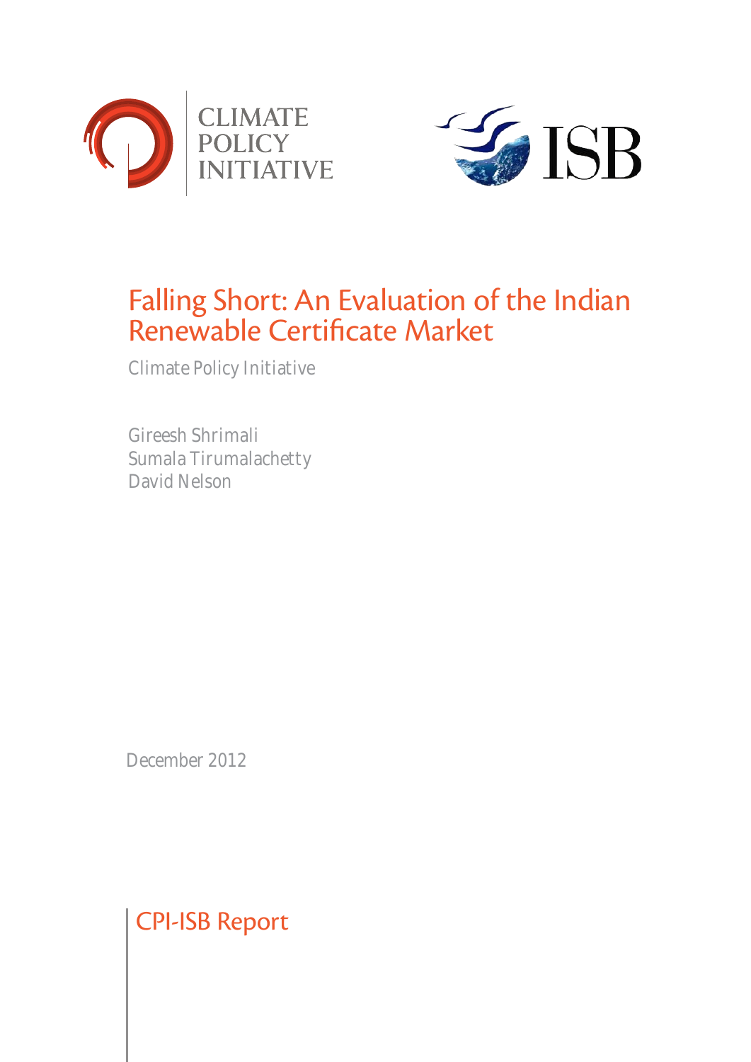CLIMATE POLICY INITIATIVE

ISB

# Falling Short: An Evaluation of the Indian Renewable Certificate Market

Climate Policy Initiative

Gireesh Shrimali
Sumala Tirumalachetty
David Nelson

December 2012

CPI-ISB Report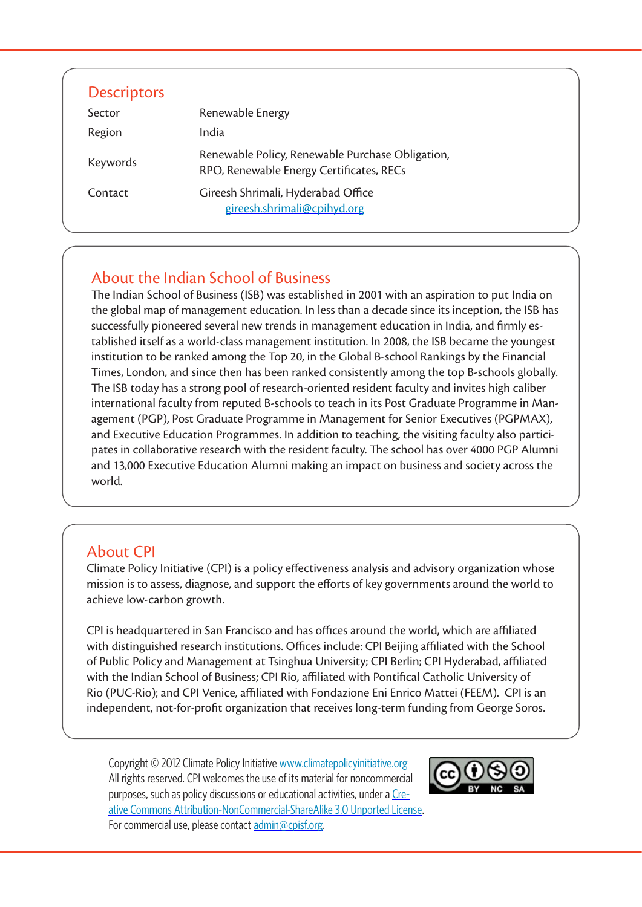## Descriptors

| | |
|---|---|
| Sector | Renewable Energy |
| Region | India |
| Keywords | Renewable Policy, Renewable Purchase Obligation, RPO, Renewable Energy Certificates, RECs |
| Contact | Gireesh Shrimali, Hyderabad Office gireesh.shrimali@cpihyd.org |

## About the Indian School of Business

The Indian School of Business (ISB) was established in 2001 with an aspiration to put India on the global map of management education. In less than a decade since its inception, the ISB has successfully pioneered several new trends in management education in India, and firmly established itself as a world-class management institution. In 2008, the ISB became the youngest institution to be ranked among the Top 20, in the Global B-school Rankings by the Financial Times, London, and since then has been ranked consistently among the top B-schools globally. The ISB today has a strong pool of research-oriented resident faculty and invites high caliber international faculty from reputed B-schools to teach in its Post Graduate Programme in Management (PGP), Post Graduate Programme in Management for Senior Executives (PGPMAX), and Executive Education Programmes. In addition to teaching, the visiting faculty also participates in collaborative research with the resident faculty. The school has over 4000 PGP Alumni and 13,000 Executive Education Alumni making an impact on business and society across the world.

## About CPI

Climate Policy Initiative (CPI) is a policy effectiveness analysis and advisory organization whose mission is to assess, diagnose, and support the efforts of key governments around the world to achieve low-carbon growth.

CPI is headquartered in San Francisco and has offices around the world, which are affiliated with distinguished research institutions. Offices include: CPI Beijing affiliated with the School of Public Policy and Management at Tsinghua University; CPI Berlin; CPI Hyderabad, affiliated with the Indian School of Business; CPI Rio, affiliated with Pontifical Catholic University of Rio (PUC-Rio); and CPI Venice, affiliated with Fondazione Eni Enrico Mattei (FEEM). CPI is an independent, not-for-profit organization that receives long-term funding from George Soros.

Copyright © 2012 Climate Policy Initiative www.climatepolicyinitiative.org
All rights reserved. CPI welcomes the use of its material for noncommercial purposes, such as policy discussions or educational activities, under a Creative Commons Attribution-NonCommercial-ShareAlike 3.0 Unported License.
For commercial use, please contact admin@cpisf.org.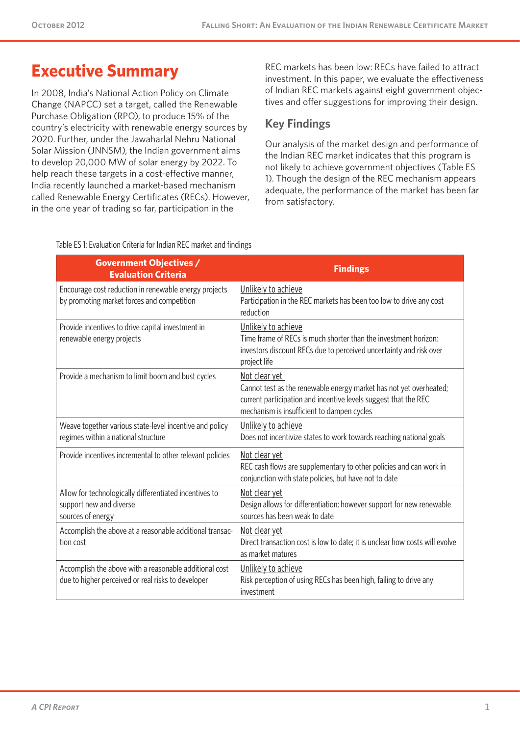# Executive Summary

In 2008, India's National Action Policy on Climate Change (NAPCC) set a target, called the Renewable Purchase Obligation (RPO), to produce 15% of the country's electricity with renewable energy sources by 2020. Further, under the Jawaharlal Nehru National Solar Mission (JNNSM), the Indian government aims to develop 20,000 MW of solar energy by 2022. To help reach these targets in a cost-effective manner, India recently launched a market-based mechanism called Renewable Energy Certificates (RECs). However, in the one year of trading so far, participation in the REC markets has been low: RECs have failed to attract investment. In this paper, we evaluate the effectiveness of Indian REC markets against eight government objectives and offer suggestions for improving their design.

## Key Findings

Our analysis of the market design and performance of the Indian REC market indicates that this program is not likely to achieve government objectives (Table ES 1). Though the design of the REC mechanism appears adequate, the performance of the market has been far from satisfactory.

Table ES 1: Evaluation Criteria for Indian REC market and findings

| Government Objectives / Evaluation Criteria | Findings |
|---|---|
| Encourage cost reduction in renewable energy projects by promoting market forces and competition | Unlikely to achieve<br>Participation in the REC markets has been too low to drive any cost reduction |
| Provide incentives to drive capital investment in renewable energy projects | Unlikely to achieve<br>Time frame of RECs is much shorter than the investment horizon; investors discount RECs due to perceived uncertainty and risk over project life |
| Provide a mechanism to limit boom and bust cycles | Not clear yet<br>Cannot test as the renewable energy market has not yet overheated; current participation and incentive levels suggest that the REC mechanism is insufficient to dampen cycles |
| Weave together various state-level incentive and policy regimes within a national structure | Unlikely to achieve<br>Does not incentivize states to work towards reaching national goals |
| Provide incentives incremental to other relevant policies | Not clear yet<br>REC cash flows are supplementary to other policies and can work in conjunction with state policies, but have not to date |
| Allow for technologically differentiated incentives to support new and diverse sources of energy | Not clear yet<br>Design allows for differentiation; however support for new renewable sources has been weak to date |
| Accomplish the above at a reasonable additional transaction cost | Not clear yet<br>Direct transaction cost is low to date; it is unclear how costs will evolve as market matures |
| Accomplish the above with a reasonable additional cost due to higher perceived or real risks to developer | Unlikely to achieve<br>Risk perception of using RECs has been high, failing to drive any investment |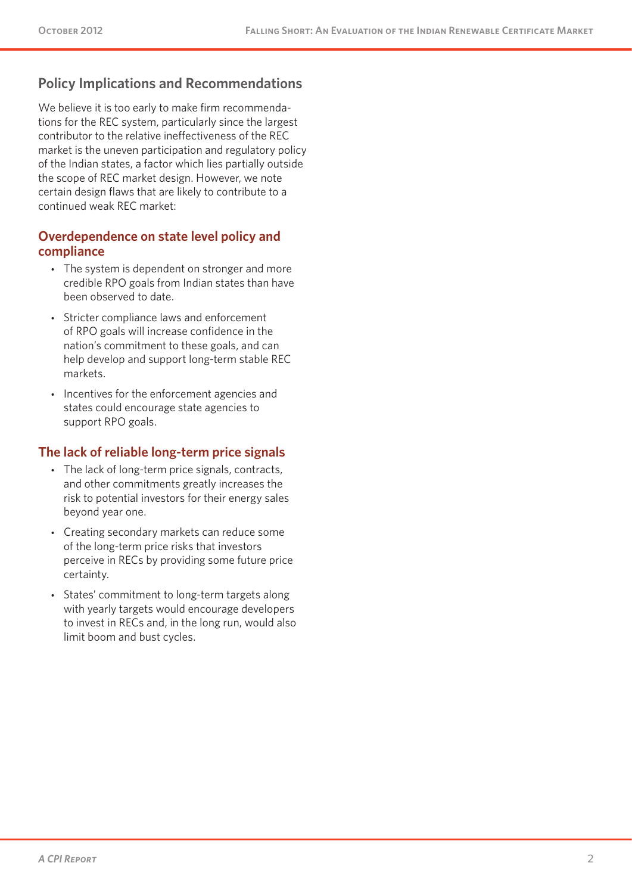## Policy Implications and Recommendations

We believe it is too early to make firm recommendations for the REC system, particularly since the largest contributor to the relative ineffectiveness of the REC market is the uneven participation and regulatory policy of the Indian states, a factor which lies partially outside the scope of REC market design. However, we note certain design flaws that are likely to contribute to a continued weak REC market:

### Overdependence on state level policy and compliance

- The system is dependent on stronger and more credible RPO goals from Indian states than have been observed to date.
- Stricter compliance laws and enforcement of RPO goals will increase confidence in the nation's commitment to these goals, and can help develop and support long-term stable REC markets.
- Incentives for the enforcement agencies and states could encourage state agencies to support RPO goals.

### The lack of reliable long-term price signals

- The lack of long-term price signals, contracts, and other commitments greatly increases the risk to potential investors for their energy sales beyond year one.
- Creating secondary markets can reduce some of the long-term price risks that investors perceive in RECs by providing some future price certainty.
- States' commitment to long-term targets along with yearly targets would encourage developers to invest in RECs and, in the long run, would also limit boom and bust cycles.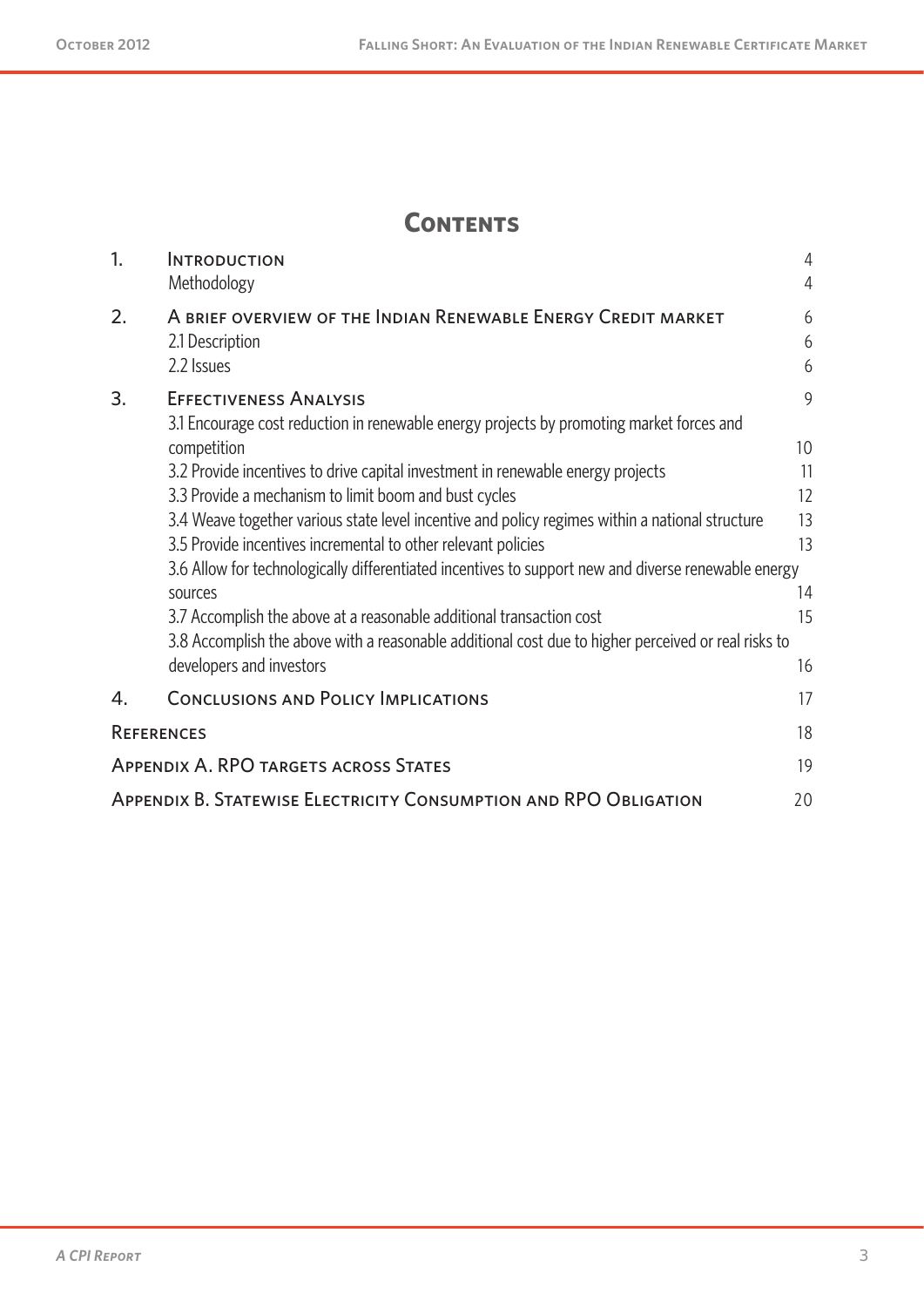# Contents

| | | |
|---|---|---|
| 1. | Introduction | 4 |
| | Methodology | 4 |
| 2. | A brief overview of the Indian Renewable Energy Credit market | 6 |
| | 2.1 Description | 6 |
| | 2.2 Issues | 6 |
| 3. | Effectiveness Analysis | 9 |
| | 3.1 Encourage cost reduction in renewable energy projects by promoting market forces and competition | 10 |
| | 3.2 Provide incentives to drive capital investment in renewable energy projects | 11 |
| | 3.3 Provide a mechanism to limit boom and bust cycles | 12 |
| | 3.4 Weave together various state level incentive and policy regimes within a national structure | 13 |
| | 3.5 Provide incentives incremental to other relevant policies | 13 |
| | 3.6 Allow for technologically differentiated incentives to support new and diverse renewable energy sources | 14 |
| | 3.7 Accomplish the above at a reasonable additional transaction cost | 15 |
| | 3.8 Accomplish the above with a reasonable additional cost due to higher perceived or real risks to developers and investors | 16 |
| 4. | Conclusions and Policy Implications | 17 |
| References | | 18 |
| Appendix A. RPO targets across States | | 19 |
| Appendix B. Statewise Electricity Consumption and RPO Obligation | | 20 |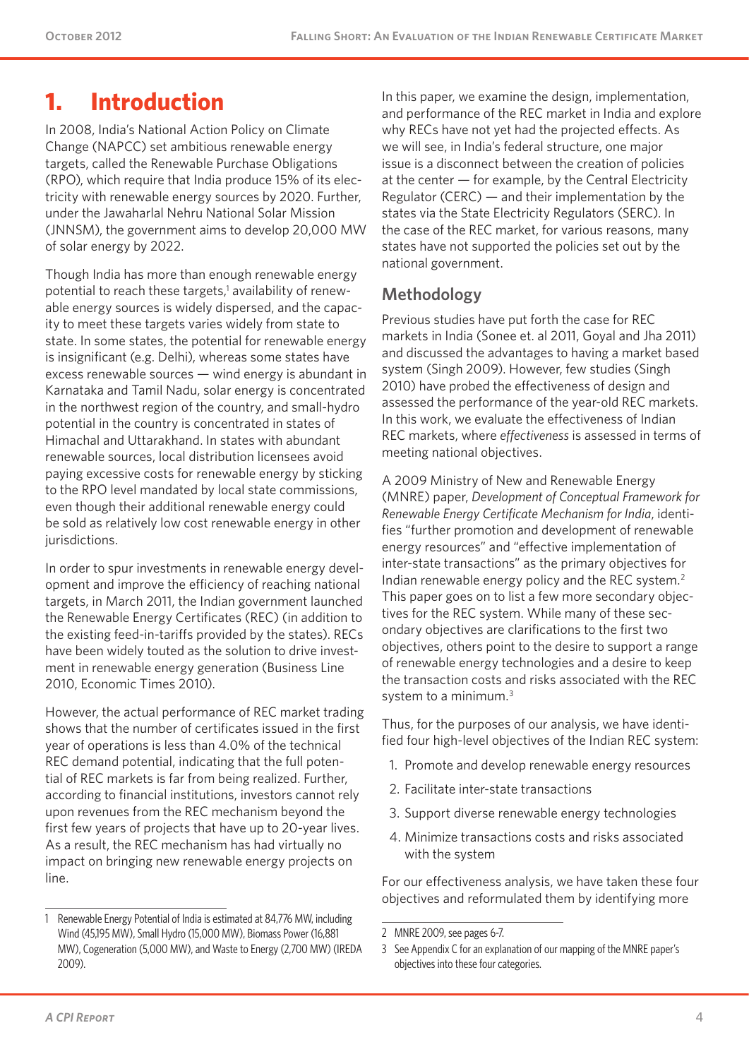# 1. Introduction

In 2008, India's National Action Policy on Climate Change (NAPCC) set ambitious renewable energy targets, called the Renewable Purchase Obligations (RPO), which require that India produce 15% of its electricity with renewable energy sources by 2020. Further, under the Jawaharlal Nehru National Solar Mission (JNNSM), the government aims to develop 20,000 MW of solar energy by 2022.

Though India has more than enough renewable energy potential to reach these targets,[1] availability of renewable energy sources is widely dispersed, and the capacity to meet these targets varies widely from state to state. In some states, the potential for renewable energy is insignificant (e.g. Delhi), whereas some states have excess renewable sources — wind energy is abundant in Karnataka and Tamil Nadu, solar energy is concentrated in the northwest region of the country, and small-hydro potential in the country is concentrated in states of Himachal and Uttarakhand. In states with abundant renewable sources, local distribution licensees avoid paying excessive costs for renewable energy by sticking to the RPO level mandated by local state commissions, even though their additional renewable energy could be sold as relatively low cost renewable energy in other jurisdictions.

In order to spur investments in renewable energy development and improve the efficiency of reaching national targets, in March 2011, the Indian government launched the Renewable Energy Certificates (REC) (in addition to the existing feed-in-tariffs provided by the states). RECs have been widely touted as the solution to drive investment in renewable energy generation (Business Line 2010, Economic Times 2010).

However, the actual performance of REC market trading shows that the number of certificates issued in the first year of operations is less than 4.0% of the technical REC demand potential, indicating that the full potential of REC markets is far from being realized. Further, according to financial institutions, investors cannot rely upon revenues from the REC mechanism beyond the first few years of projects that have up to 20-year lives. As a result, the REC mechanism has had virtually no impact on bringing new renewable energy projects on line.

In this paper, we examine the design, implementation, and performance of the REC market in India and explore why RECs have not yet had the projected effects. As we will see, in India's federal structure, one major issue is a disconnect between the creation of policies at the center — for example, by the Central Electricity Regulator (CERC) — and their implementation by the states via the State Electricity Regulators (SERC). In the case of the REC market, for various reasons, many states have not supported the policies set out by the national government.

## Methodology

Previous studies have put forth the case for REC markets in India (Sonee et. al 2011, Goyal and Jha 2011) and discussed the advantages to having a market based system (Singh 2009). However, few studies (Singh 2010) have probed the effectiveness of design and assessed the performance of the year-old REC markets. In this work, we evaluate the effectiveness of Indian REC markets, where *effectiveness* is assessed in terms of meeting national objectives.

A 2009 Ministry of New and Renewable Energy (MNRE) paper, *Development of Conceptual Framework for Renewable Energy Certificate Mechanism for India*, identifies "further promotion and development of renewable energy resources" and "effective implementation of inter-state transactions" as the primary objectives for Indian renewable energy policy and the REC system.[2] This paper goes on to list a few more secondary objectives for the REC system. While many of these secondary objectives are clarifications to the first two objectives, others point to the desire to support a range of renewable energy technologies and a desire to keep the transaction costs and risks associated with the REC system to a minimum.[3]

Thus, for the purposes of our analysis, we have identified four high-level objectives of the Indian REC system:

1. Promote and develop renewable energy resources
2. Facilitate inter-state transactions
3. Support diverse renewable energy technologies
4. Minimize transactions costs and risks associated with the system

For our effectiveness analysis, we have taken these four objectives and reformulated them by identifying more

---

1 Renewable Energy Potential of India is estimated at 84,776 MW, including Wind (45,195 MW), Small Hydro (15,000 MW), Biomass Power (16,881 MW), Cogeneration (5,000 MW), and Waste to Energy (2,700 MW) (IREDA 2009).

2 MNRE 2009, see pages 6-7.

3 See Appendix C for an explanation of our mapping of the MNRE paper's objectives into these four categories.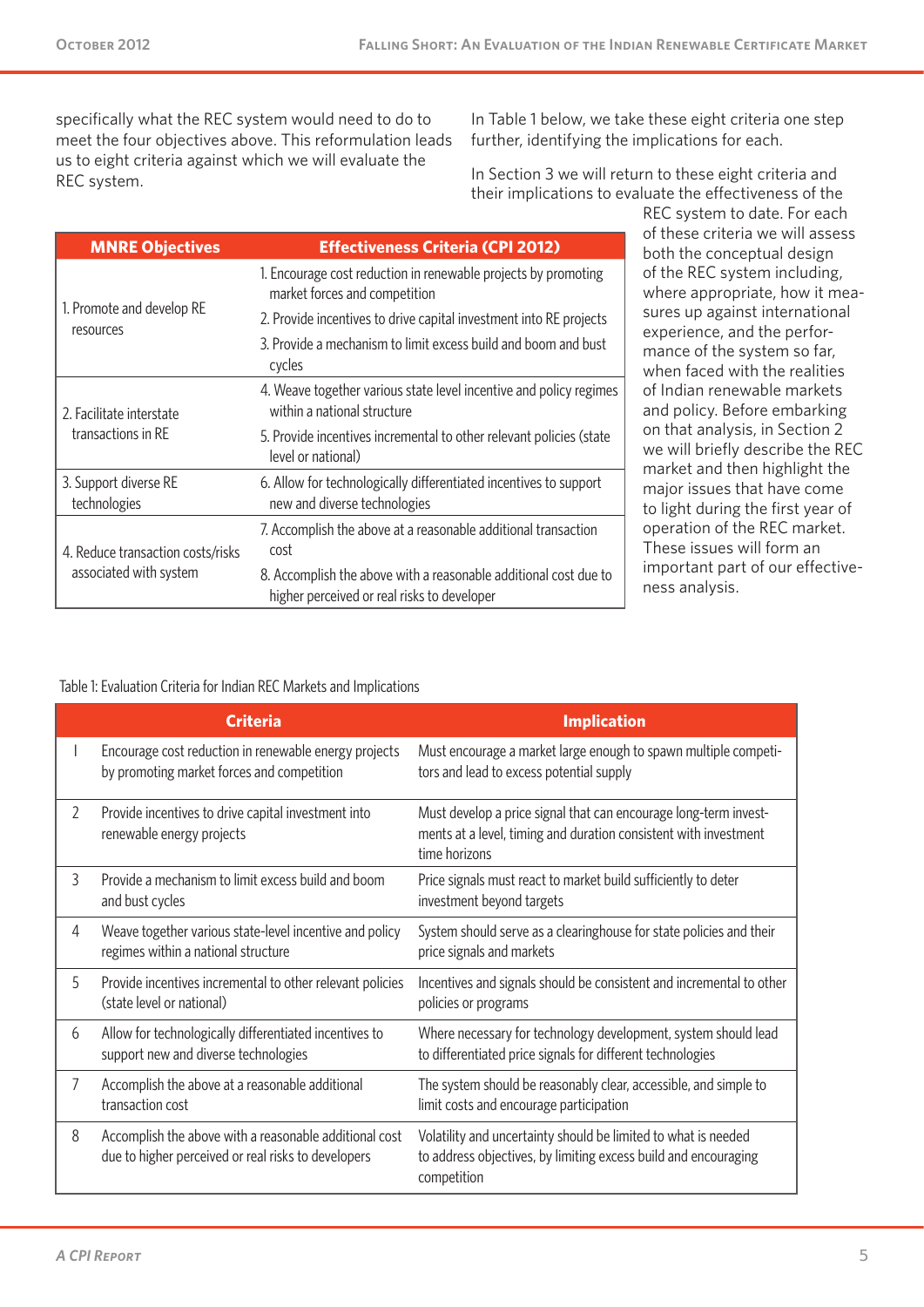specifically what the REC system would need to do to meet the four objectives above. This reformulation leads us to eight criteria against which we will evaluate the REC system.

In Table 1 below, we take these eight criteria one step further, identifying the implications for each.

In Section 3 we will return to these eight criteria and their implications to evaluate the effectiveness of the REC system to date. For each of these criteria we will assess both the conceptual design of the REC system including, where appropriate, how it measures up against international experience, and the performance of the system so far, when faced with the realities of Indian renewable markets and policy. Before embarking on that analysis, in Section 2 we will briefly describe the REC market and then highlight the major issues that have come to light during the first year of operation of the REC market. These issues will form an important part of our effectiveness analysis.

| MNRE Objectives | Effectiveness Criteria (CPI 2012) |
|---|---|
| 1. Promote and develop RE resources | 1. Encourage cost reduction in renewable projects by promoting market forces and competition |
| | 2. Provide incentives to drive capital investment into RE projects |
| | 3. Provide a mechanism to limit excess build and boom and bust cycles |
| 2. Facilitate interstate transactions in RE | 4. Weave together various state level incentive and policy regimes within a national structure |
| | 5. Provide incentives incremental to other relevant policies (state level or national) |
| 3. Support diverse RE technologies | 6. Allow for technologically differentiated incentives to support new and diverse technologies |
| 4. Reduce transaction costs/risks associated with system | 7. Accomplish the above at a reasonable additional transaction cost |
| | 8. Accomplish the above with a reasonable additional cost due to higher perceived or real risks to developer |

Table 1: Evaluation Criteria for Indian REC Markets and Implications

| | Criteria | Implication |
|---|---|---|
| 1 | Encourage cost reduction in renewable energy projects by promoting market forces and competition | Must encourage a market large enough to spawn multiple competitors and lead to excess potential supply |
| 2 | Provide incentives to drive capital investment into renewable energy projects | Must develop a price signal that can encourage long-term investments at a level, timing and duration consistent with investment time horizons |
| 3 | Provide a mechanism to limit excess build and boom and bust cycles | Price signals must react to market build sufficiently to deter investment beyond targets |
| 4 | Weave together various state-level incentive and policy regimes within a national structure | System should serve as a clearinghouse for state policies and their price signals and markets |
| 5 | Provide incentives incremental to other relevant policies (state level or national) | Incentives and signals should be consistent and incremental to other policies or programs |
| 6 | Allow for technologically differentiated incentives to support new and diverse technologies | Where necessary for technology development, system should lead to differentiated price signals for different technologies |
| 7 | Accomplish the above at a reasonable additional transaction cost | The system should be reasonably clear, accessible, and simple to limit costs and encourage participation |
| 8 | Accomplish the above with a reasonable additional cost due to higher perceived or real risks to developers | Volatility and uncertainty should be limited to what is needed to address objectives, by limiting excess build and encouraging competition |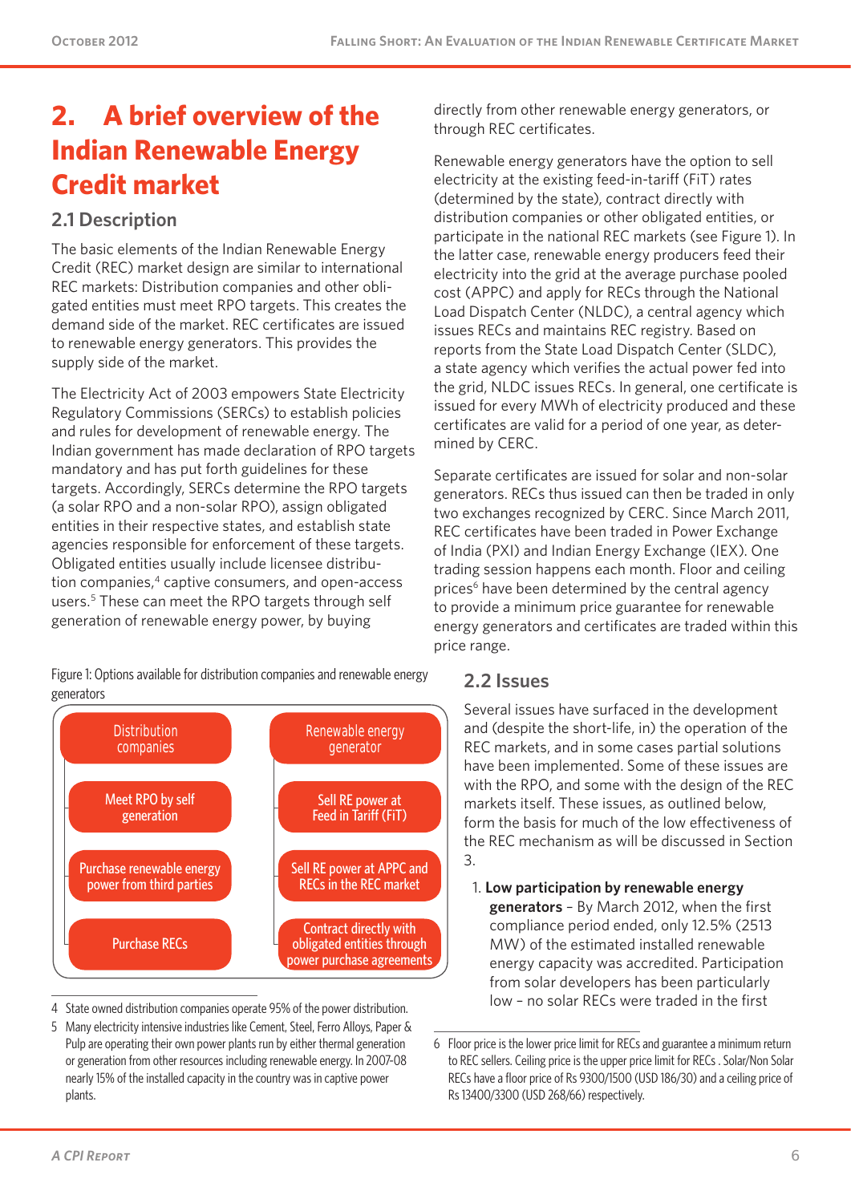## 2. A brief overview of the Indian Renewable Energy Credit market

### 2.1 Description

The basic elements of the Indian Renewable Energy Credit (REC) market design are similar to international REC markets: Distribution companies and other obligated entities must meet RPO targets. This creates the demand side of the market. REC certificates are issued to renewable energy generators. This provides the supply side of the market.

The Electricity Act of 2003 empowers State Electricity Regulatory Commissions (SERCs) to establish policies and rules for development of renewable energy. The Indian government has made declaration of RPO targets mandatory and has put forth guidelines for these targets. Accordingly, SERCs determine the RPO targets (a solar RPO and a non-solar RPO), assign obligated entities in their respective states, and establish state agencies responsible for enforcement of these targets. Obligated entities usually include licensee distribution companies,[4] captive consumers, and open-access users.[5] These can meet the RPO targets through self generation of renewable energy power, by buying directly from other renewable energy generators, or through REC certificates.

Renewable energy generators have the option to sell electricity at the existing feed-in-tariff (FiT) rates (determined by the state), contract directly with distribution companies or other obligated entities, or participate in the national REC markets (see Figure 1). In the latter case, renewable energy producers feed their electricity into the grid at the average purchase pooled cost (APPC) and apply for RECs through the National Load Dispatch Center (NLDC), a central agency which issues RECs and maintains REC registry. Based on reports from the State Load Dispatch Center (SLDC), a state agency which verifies the actual power fed into the grid, NLDC issues RECs. In general, one certificate is issued for every MWh of electricity produced and these certificates are valid for a period of one year, as determined by CERC.

Separate certificates are issued for solar and non-solar generators. RECs thus issued can then be traded in only two exchanges recognized by CERC. Since March 2011, REC certificates have been traded in Power Exchange of India (PXI) and Indian Energy Exchange (IEX). One trading session happens each month. Floor and ceiling prices[6] have been determined by the central agency to provide a minimum price guarantee for renewable energy generators and certificates are traded within this price range.

Figure 1: Options available for distribution companies and renewable energy generators

| Distribution companies | Renewable energy generator |
|---|---|
| Meet RPO by self generation | Sell RE power at Feed in Tariff (FiT) |
| Purchase renewable energy power from third parties | Sell RE power at APPC and RECs in the REC market |
| Purchase RECs | Contract directly with obligated entities through power purchase agreements |

### 2.2 Issues

Several issues have surfaced in the development and (despite the short-life, in) the operation of the REC markets, and in some cases partial solutions have been implemented. Some of these issues are with the RPO, and some with the design of the REC markets itself. These issues, as outlined below, form the basis for much of the low effectiveness of the REC mechanism as will be discussed in Section 3.

1. **Low participation by renewable energy generators** – By March 2012, when the first compliance period ended, only 12.5% (2513 MW) of the estimated installed renewable energy capacity was accredited. Participation from solar developers has been particularly low – no solar RECs were traded in the first

---

4 State owned distribution companies operate 95% of the power distribution.

5 Many electricity intensive industries like Cement, Steel, Ferro Alloys, Paper & Pulp are operating their own power plants run by either thermal generation or generation from other resources including renewable energy. In 2007-08 nearly 15% of the installed capacity in the country was in captive power plants.

6 Floor price is the lower price limit for RECs and guarantee a minimum return to REC sellers. Ceiling price is the upper price limit for RECs . Solar/Non Solar RECs have a floor price of Rs 9300/1500 (USD 186/30) and a ceiling price of Rs 13400/3300 (USD 268/66) respectively.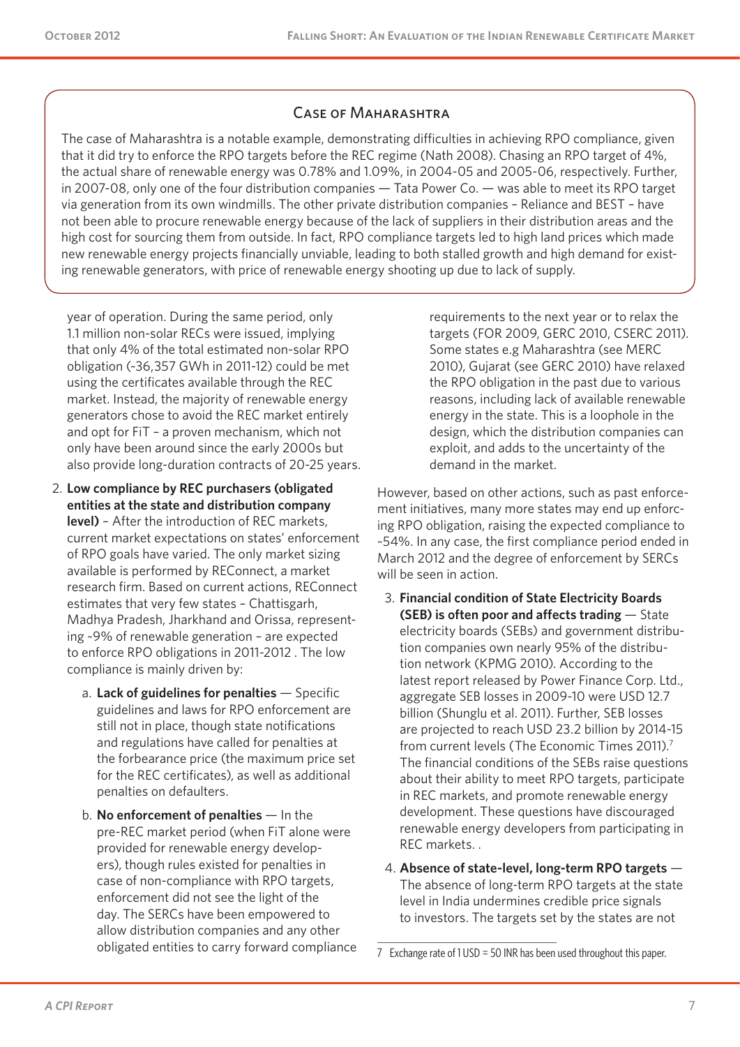### Case of Maharashtra

The case of Maharashtra is a notable example, demonstrating difficulties in achieving RPO compliance, given that it did try to enforce the RPO targets before the REC regime (Nath 2008). Chasing an RPO target of 4%, the actual share of renewable energy was 0.78% and 1.09%, in 2004-05 and 2005-06, respectively. Further, in 2007-08, only one of the four distribution companies — Tata Power Co. — was able to meet its RPO target via generation from its own windmills. The other private distribution companies – Reliance and BEST – have not been able to procure renewable energy because of the lack of suppliers in their distribution areas and the high cost for sourcing them from outside. In fact, RPO compliance targets led to high land prices which made new renewable energy projects financially unviable, leading to both stalled growth and high demand for existing renewable generators, with price of renewable energy shooting up due to lack of supply.

year of operation. During the same period, only 1.1 million non-solar RECs were issued, implying that only 4% of the total estimated non-solar RPO obligation (~36,357 GWh in 2011-12) could be met using the certificates available through the REC market. Instead, the majority of renewable energy generators chose to avoid the REC market entirely and opt for FiT – a proven mechanism, which not only have been around since the early 2000s but also provide long-duration contracts of 20-25 years.

2. **Low compliance by REC purchasers (obligated entities at the state and distribution company level)** – After the introduction of REC markets, current market expectations on states' enforcement of RPO goals have varied. The only market sizing available is performed by REConnect, a market research firm. Based on current actions, REConnect estimates that very few states – Chattisgarh, Madhya Pradesh, Jharkhand and Orissa, representing ~9% of renewable generation – are expected to enforce RPO obligations in 2011-2012 . The low compliance is mainly driven by:

   a. **Lack of guidelines for penalties** — Specific guidelines and laws for RPO enforcement are still not in place, though state notifications and regulations have called for penalties at the forbearance price (the maximum price set for the REC certificates), as well as additional penalties on defaulters.

   b. **No enforcement of penalties** — In the pre-REC market period (when FiT alone were provided for renewable energy developers), though rules existed for penalties in case of non-compliance with RPO targets, enforcement did not see the light of the day. The SERCs have been empowered to allow distribution companies and any other obligated entities to carry forward compliance requirements to the next year or to relax the targets (FOR 2009, GERC 2010, CSERC 2011). Some states e.g Maharashtra (see MERC 2010), Gujarat (see GERC 2010) have relaxed the RPO obligation in the past due to various reasons, including lack of available renewable energy in the state. This is a loophole in the design, which the distribution companies can exploit, and adds to the uncertainty of the demand in the market.

However, based on other actions, such as past enforcement initiatives, many more states may end up enforcing RPO obligation, raising the expected compliance to ~54%. In any case, the first compliance period ended in March 2012 and the degree of enforcement by SERCs will be seen in action.

3. **Financial condition of State Electricity Boards (SEB) is often poor and affects trading** — State electricity boards (SEBs) and government distribution companies own nearly 95% of the distribution network (KPMG 2010). According to the latest report released by Power Finance Corp. Ltd., aggregate SEB losses in 2009-10 were USD 12.7 billion (Shunglu et al. 2011). Further, SEB losses are projected to reach USD 23.2 billion by 2014-15 from current levels (The Economic Times 2011).[7] The financial conditions of the SEBs raise questions about their ability to meet RPO targets, participate in REC markets, and promote renewable energy development. These questions have discouraged renewable energy developers from participating in REC markets. .

4. **Absence of state-level, long-term RPO targets** — The absence of long-term RPO targets at the state level in India undermines credible price signals to investors. The targets set by the states are not

7 Exchange rate of 1 USD = 50 INR has been used throughout this paper.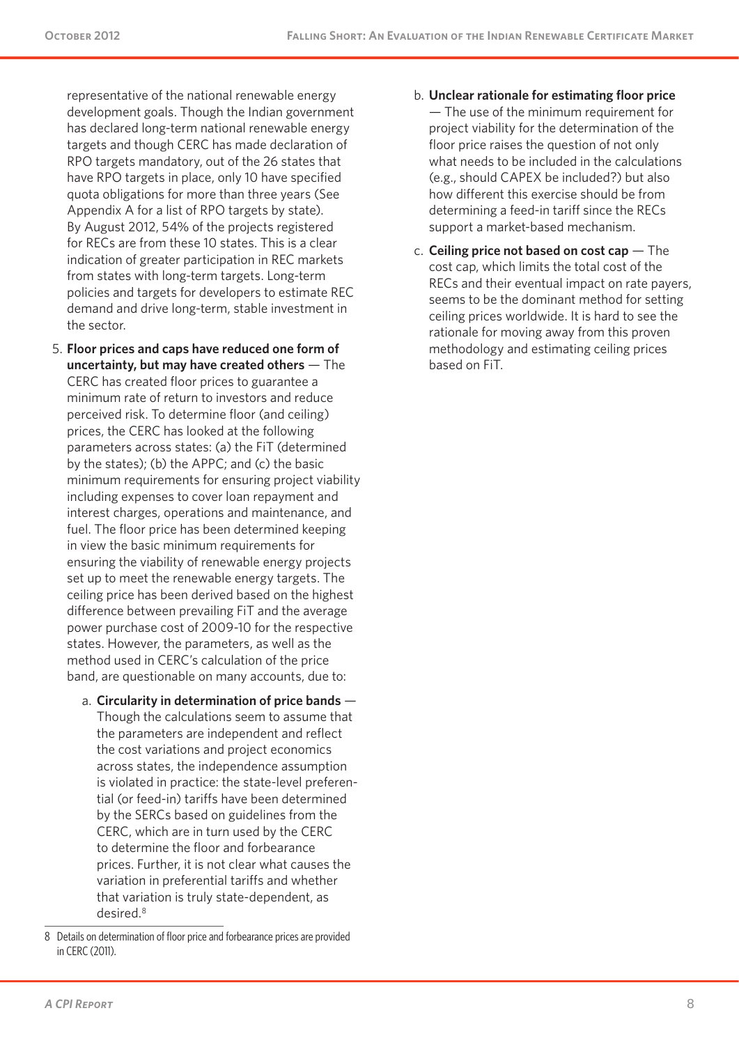representative of the national renewable energy development goals. Though the Indian government has declared long-term national renewable energy targets and though CERC has made declaration of RPO targets mandatory, out of the 26 states that have RPO targets in place, only 10 have specified quota obligations for more than three years (See Appendix A for a list of RPO targets by state). By August 2012, 54% of the projects registered for RECs are from these 10 states. This is a clear indication of greater participation in REC markets from states with long-term targets. Long-term policies and targets for developers to estimate REC demand and drive long-term, stable investment in the sector.

5. **Floor prices and caps have reduced one form of uncertainty, but may have created others** — The CERC has created floor prices to guarantee a minimum rate of return to investors and reduce perceived risk. To determine floor (and ceiling) prices, the CERC has looked at the following parameters across states: (a) the FiT (determined by the states); (b) the APPC; and (c) the basic minimum requirements for ensuring project viability including expenses to cover loan repayment and interest charges, operations and maintenance, and fuel. The floor price has been determined keeping in view the basic minimum requirements for ensuring the viability of renewable energy projects set up to meet the renewable energy targets. The ceiling price has been derived based on the highest difference between prevailing FiT and the average power purchase cost of 2009-10 for the respective states. However, the parameters, as well as the method used in CERC's calculation of the price band, are questionable on many accounts, due to:

    a. **Circularity in determination of price bands** — Though the calculations seem to assume that the parameters are independent and reflect the cost variations and project economics across states, the independence assumption is violated in practice: the state-level preferential (or feed-in) tariffs have been determined by the SERCs based on guidelines from the CERC, which are in turn used by the CERC to determine the floor and forbearance prices. Further, it is not clear what causes the variation in preferential tariffs and whether that variation is truly state-dependent, as desired.[8]

    b. **Unclear rationale for estimating floor price** — The use of the minimum requirement for project viability for the determination of the floor price raises the question of not only what needs to be included in the calculations (e.g., should CAPEX be included?) but also how different this exercise should be from determining a feed-in tariff since the RECs support a market-based mechanism.

    c. **Ceiling price not based on cost cap** — The cost cap, which limits the total cost of the RECs and their eventual impact on rate payers, seems to be the dominant method for setting ceiling prices worldwide. It is hard to see the rationale for moving away from this proven methodology and estimating ceiling prices based on FiT.

8 Details on determination of floor price and forbearance prices are provided in CERC (2011).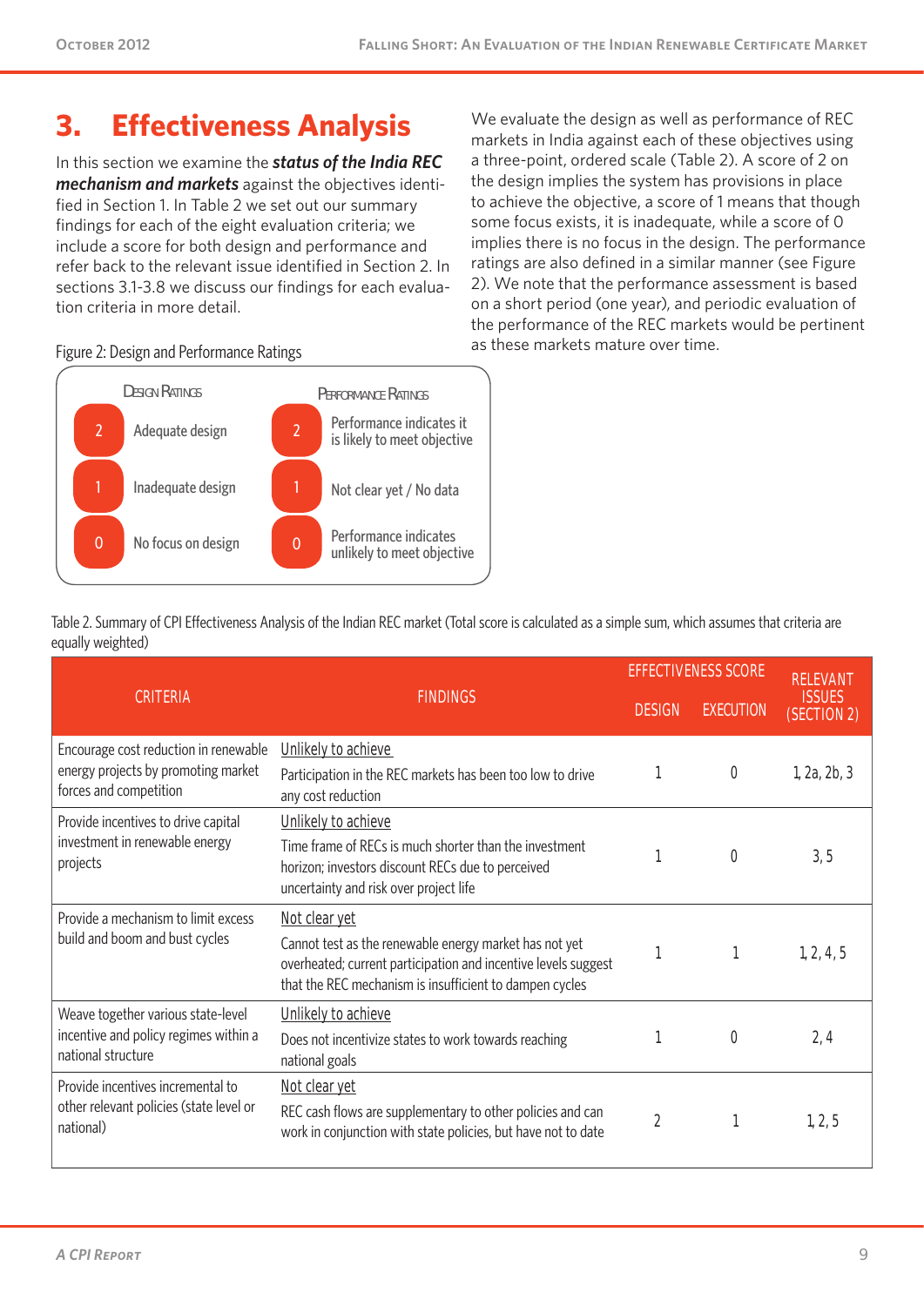# 3. Effectiveness Analysis

In this section we examine the ***status of the India REC mechanism and markets*** against the objectives identified in Section 1. In Table 2 we set out our summary findings for each of the eight evaluation criteria; we include a score for both design and performance and refer back to the relevant issue identified in Section 2. In sections 3.1-3.8 we discuss our findings for each evaluation criteria in more detail.

We evaluate the design as well as performance of REC markets in India against each of these objectives using a three-point, ordered scale (Table 2). A score of 2 on the design implies the system has provisions in place to achieve the objective, a score of 1 means that though some focus exists, it is inadequate, while a score of 0 implies there is no focus in the design. The performance ratings are also defined in a similar manner (see Figure 2). We note that the performance assessment is based on a short period (one year), and periodic evaluation of the performance of the REC markets would be pertinent as these markets mature over time.

Figure 2: Design and Performance Ratings

| Design Ratings | | Performance Ratings | |
|---|---|---|---|
| 2 | Adequate design | 2 | Performance indicates it is likely to meet objective |
| 1 | Inadequate design | 1 | Not clear yet / No data |
| 0 | No focus on design | 0 | Performance indicates unlikely to meet objective |

Table 2. Summary of CPI Effectiveness Analysis of the Indian REC market (Total score is calculated as a simple sum, which assumes that criteria are equally weighted)

| Criteria | Findings | Effectiveness Score | | Relevant Issues (Section 2) |
|---|---|---|---|---|
| | | Design | Execution | |
| Encourage cost reduction in renewable energy projects by promoting market forces and competition | Unlikely to achieve<br>Participation in the REC markets has been too low to drive any cost reduction | 1 | 0 | 1, 2a, 2b, 3 |
| Provide incentives to drive capital investment in renewable energy projects | Unlikely to achieve<br>Time frame of RECs is much shorter than the investment horizon; investors discount RECs due to perceived uncertainty and risk over project life | 1 | 0 | 3, 5 |
| Provide a mechanism to limit excess build and boom and bust cycles | Not clear yet<br>Cannot test as the renewable energy market has not yet overheated; current participation and incentive levels suggest that the REC mechanism is insufficient to dampen cycles | 1 | 1 | 1, 2, 4, 5 |
| Weave together various state-level incentive and policy regimes within a national structure | Unlikely to achieve<br>Does not incentivize states to work towards reaching national goals | 1 | 0 | 2, 4 |
| Provide incentives incremental to other relevant policies (state level or national) | Not clear yet<br>REC cash flows are supplementary to other policies and can work in conjunction with state policies, but have not to date | 2 | 1 | 1, 2, 5 |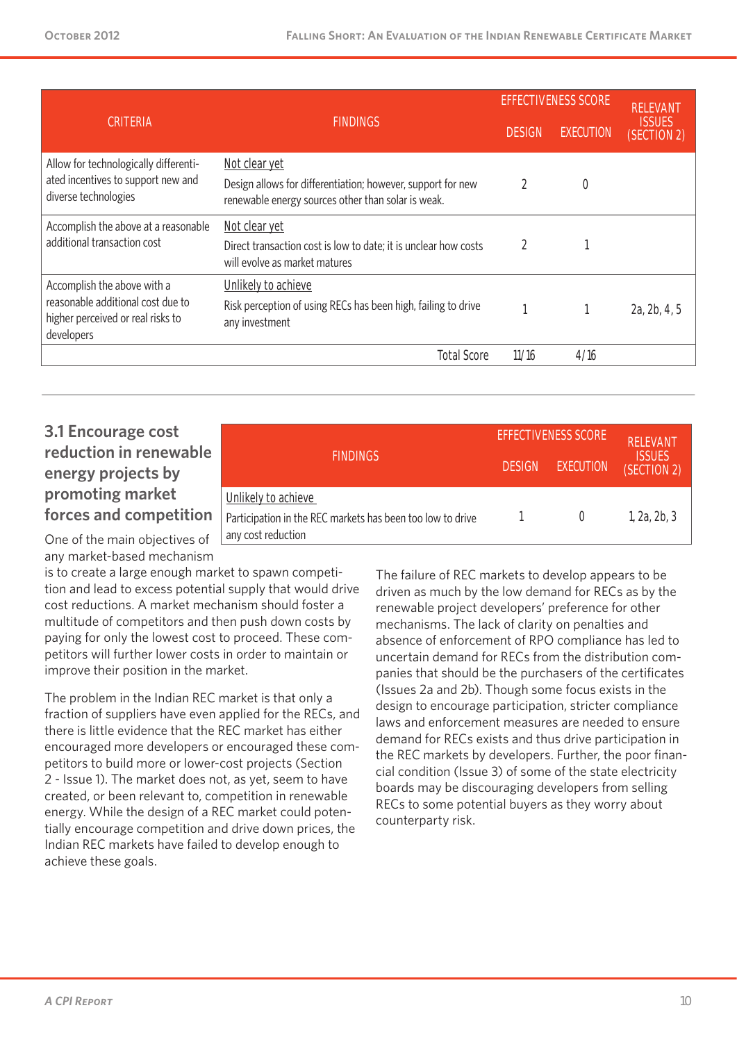| CRITERIA | FINDINGS | EFFECTIVENESS SCORE | | RELEVANT ISSUES (SECTION 2) |
|---|---|---|---|---|
| | | DESIGN | EXECUTION | |
| Allow for technologically differentiated incentives to support new and diverse technologies | Not clear yet<br>Design allows for differentiation; however, support for new renewable energy sources other than solar is weak. | 2 | 0 | |
| Accomplish the above at a reasonable additional transaction cost | Not clear yet<br>Direct transaction cost is low to date; it is unclear how costs will evolve as market matures | 2 | 1 | |
| Accomplish the above with a reasonable additional cost due to higher perceived or real risks to developers | Unlikely to achieve<br>Risk perception of using RECs has been high, failing to drive any investment | 1 | 1 | 2a, 2b, 4, 5 |
| | Total Score | 11/16 | 4/16 | |

### 3.1 Encourage cost reduction in renewable energy projects by promoting market forces and competition

| FINDINGS | EFFECTIVENESS SCORE | | RELEVANT ISSUES (SECTION 2) |
|---|---|---|---|
| | DESIGN | EXECUTION | |
| Unlikely to achieve<br>Participation in the REC markets has been too low to drive any cost reduction | 1 | 0 | 1, 2a, 2b, 3 |

One of the main objectives of any market-based mechanism is to create a large enough market to spawn competition and lead to excess potential supply that would drive cost reductions. A market mechanism should foster a multitude of competitors and then push down costs by paying for only the lowest cost to proceed. These competitors will further lower costs in order to maintain or improve their position in the market.

The problem in the Indian REC market is that only a fraction of suppliers have even applied for the RECs, and there is little evidence that the REC market has either encouraged more developers or encouraged these competitors to build more or lower-cost projects (Section 2 - Issue 1). The market does not, as yet, seem to have created, or been relevant to, competition in renewable energy. While the design of a REC market could potentially encourage competition and drive down prices, the Indian REC markets have failed to develop enough to achieve these goals.

The failure of REC markets to develop appears to be driven as much by the low demand for RECs as by the renewable project developers' preference for other mechanisms. The lack of clarity on penalties and absence of enforcement of RPO compliance has led to uncertain demand for RECs from the distribution companies that should be the purchasers of the certificates (Issues 2a and 2b). Though some focus exists in the design to encourage participation, stricter compliance laws and enforcement measures are needed to ensure demand for RECs exists and thus drive participation in the REC markets by developers. Further, the poor financial condition (Issue 3) of some of the state electricity boards may be discouraging developers from selling RECs to some potential buyers as they worry about counterparty risk.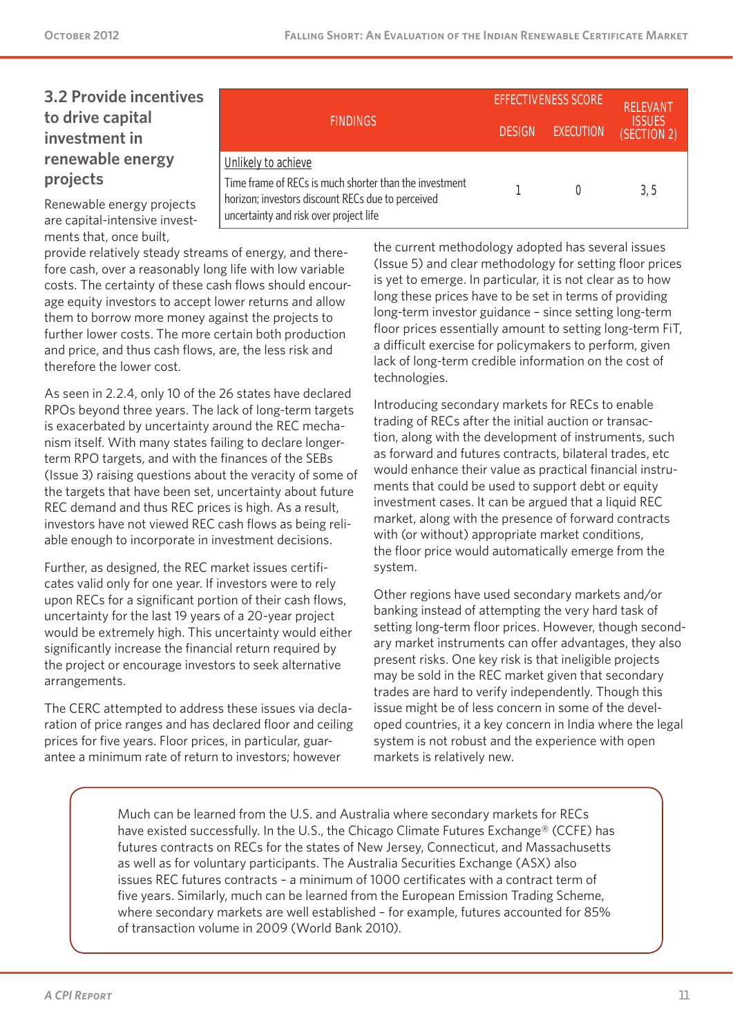## 3.2 Provide incentives to drive capital investment in renewable energy projects

| FINDINGS | EFFECTIVENESS SCORE | | RELEVANT ISSUES (SECTION 2) |
|---|---|---|---|
| | DESIGN | EXECUTION | |
| Unlikely to achieve<br>Time frame of RECs is much shorter than the investment horizon; investors discount RECs due to perceived uncertainty and risk over project life | 1 | 0 | 3, 5 |

Renewable energy projects are capital-intensive investments that, once built, provide relatively steady streams of energy, and therefore cash, over a reasonably long life with low variable costs. The certainty of these cash flows should encourage equity investors to accept lower returns and allow them to borrow more money against the projects to further lower costs. The more certain both production and price, and thus cash flows, are, the less risk and therefore the lower cost.

As seen in 2.2.4, only 10 of the 26 states have declared RPOs beyond three years. The lack of long-term targets is exacerbated by uncertainty around the REC mechanism itself. With many states failing to declare longer-term RPO targets, and with the finances of the SEBs (Issue 3) raising questions about the veracity of some of the targets that have been set, uncertainty about future REC demand and thus REC prices is high. As a result, investors have not viewed REC cash flows as being reliable enough to incorporate in investment decisions.

Further, as designed, the REC market issues certificates valid only for one year. If investors were to rely upon RECs for a significant portion of their cash flows, uncertainty for the last 19 years of a 20-year project would be extremely high. This uncertainty would either significantly increase the financial return required by the project or encourage investors to seek alternative arrangements.

The CERC attempted to address these issues via declaration of price ranges and has declared floor and ceiling prices for five years. Floor prices, in particular, guarantee a minimum rate of return to investors; however the current methodology adopted has several issues (Issue 5) and clear methodology for setting floor prices is yet to emerge. In particular, it is not clear as to how long these prices have to be set in terms of providing long-term investor guidance – since setting long-term floor prices essentially amount to setting long-term FiT, a difficult exercise for policymakers to perform, given lack of long-term credible information on the cost of technologies.

Introducing secondary markets for RECs to enable trading of RECs after the initial auction or transaction, along with the development of instruments, such as forward and futures contracts, bilateral trades, etc would enhance their value as practical financial instruments that could be used to support debt or equity investment cases. It can be argued that a liquid REC market, along with the presence of forward contracts with (or without) appropriate market conditions, the floor price would automatically emerge from the system.

Other regions have used secondary markets and/or banking instead of attempting the very hard task of setting long-term floor prices. However, though secondary market instruments can offer advantages, they also present risks. One key risk is that ineligible projects may be sold in the REC market given that secondary trades are hard to verify independently. Though this issue might be of less concern in some of the developed countries, it a key concern in India where the legal system is not robust and the experience with open markets is relatively new.

> Much can be learned from the U.S. and Australia where secondary markets for RECs have existed successfully. In the U.S., the Chicago Climate Futures Exchange® (CCFE) has futures contracts on RECs for the states of New Jersey, Connecticut, and Massachusetts as well as for voluntary participants. The Australia Securities Exchange (ASX) also issues REC futures contracts – a minimum of 1000 certificates with a contract term of five years. Similarly, much can be learned from the European Emission Trading Scheme, where secondary markets are well established – for example, futures accounted for 85% of transaction volume in 2009 (World Bank 2010).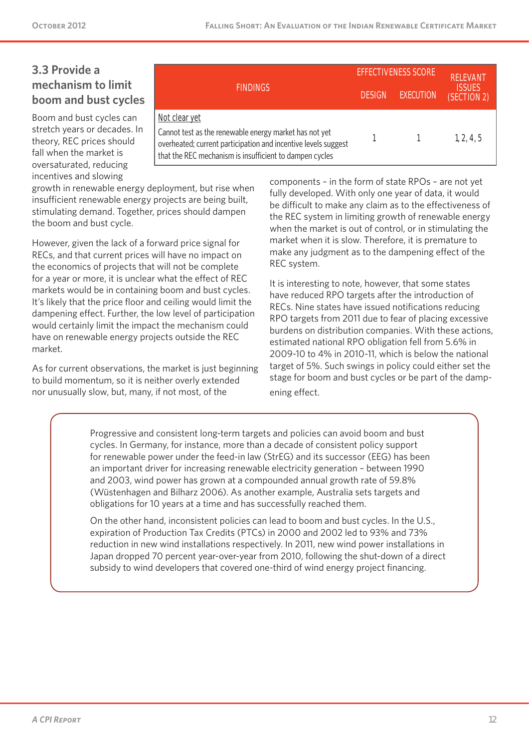## 3.3 Provide a mechanism to limit boom and bust cycles

| FINDINGS | EFFECTIVENESS SCORE | | RELEVANT ISSUES (SECTION 2) |
|---|---|---|---|
| | DESIGN | EXECUTION | |
| Not clear yet<br>Cannot test as the renewable energy market has not yet overheated; current participation and incentive levels suggest that the REC mechanism is insufficient to dampen cycles | 1 | 1 | 1, 2, 4, 5 |

Boom and bust cycles can stretch years or decades. In theory, REC prices should fall when the market is oversaturated, reducing incentives and slowing growth in renewable energy deployment, but rise when insufficient renewable energy projects are being built, stimulating demand. Together, prices should dampen the boom and bust cycle.

However, given the lack of a forward price signal for RECs, and that current prices will have no impact on the economics of projects that will not be complete for a year or more, it is unclear what the effect of REC markets would be in containing boom and bust cycles. It's likely that the price floor and ceiling would limit the dampening effect. Further, the low level of participation would certainly limit the impact the mechanism could have on renewable energy projects outside the REC market.

As for current observations, the market is just beginning to build momentum, so it is neither overly extended nor unusually slow, but, many, if not most, of the components – in the form of state RPOs – are not yet fully developed. With only one year of data, it would be difficult to make any claim as to the effectiveness of the REC system in limiting growth of renewable energy when the market is out of control, or in stimulating the market when it is slow. Therefore, it is premature to make any judgment as to the dampening effect of the REC system.

It is interesting to note, however, that some states have reduced RPO targets after the introduction of RECs. Nine states have issued notifications reducing RPO targets from 2011 due to fear of placing excessive burdens on distribution companies. With these actions, estimated national RPO obligation fell from 5.6% in 2009-10 to 4% in 2010-11, which is below the national target of 5%. Such swings in policy could either set the stage for boom and bust cycles or be part of the dampening effect.

Progressive and consistent long-term targets and policies can avoid boom and bust cycles. In Germany, for instance, more than a decade of consistent policy support for renewable power under the feed-in law (StrEG) and its successor (EEG) has been an important driver for increasing renewable electricity generation – between 1990 and 2003, wind power has grown at a compounded annual growth rate of 59.8% (Wüstenhagen and Bilharz 2006). As another example, Australia sets targets and obligations for 10 years at a time and has successfully reached them.

On the other hand, inconsistent policies can lead to boom and bust cycles. In the U.S., expiration of Production Tax Credits (PTCs) in 2000 and 2002 led to 93% and 73% reduction in new wind installations respectively. In 2011, new wind power installations in Japan dropped 70 percent year-over-year from 2010, following the shut-down of a direct subsidy to wind developers that covered one-third of wind energy project financing.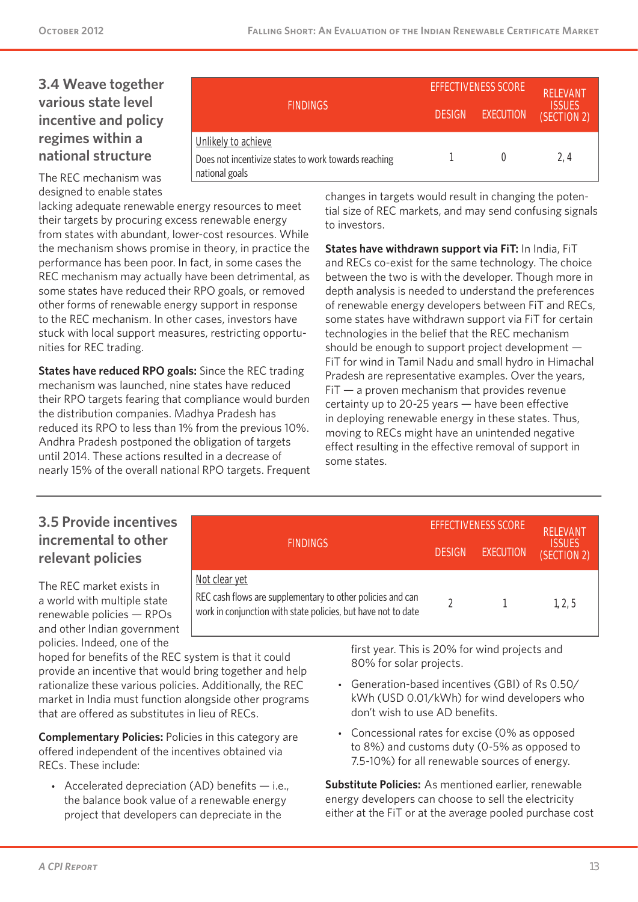## 3.4 Weave together various state level incentive and policy regimes within a national structure

| FINDINGS | EFFECTIVENESS SCORE | | RELEVANT ISSUES (SECTION 2) |
|---|---|---|---|
| | DESIGN | EXECUTION | |
| Unlikely to achieve<br>Does not incentivize states to work towards reaching national goals | 1 | 0 | 2, 4 |

The REC mechanism was designed to enable states lacking adequate renewable energy resources to meet their targets by procuring excess renewable energy from states with abundant, lower-cost resources. While the mechanism shows promise in theory, in practice the performance has been poor. In fact, in some cases the REC mechanism may actually have been detrimental, as some states have reduced their RPO goals, or removed other forms of renewable energy support in response to the REC mechanism. In other cases, investors have stuck with local support measures, restricting opportunities for REC trading.

**States have reduced RPO goals:** Since the REC trading mechanism was launched, nine states have reduced their RPO targets fearing that compliance would burden the distribution companies. Madhya Pradesh has reduced its RPO to less than 1% from the previous 10%. Andhra Pradesh postponed the obligation of targets until 2014. These actions resulted in a decrease of nearly 15% of the overall national RPO targets. Frequent changes in targets would result in changing the potential size of REC markets, and may send confusing signals to investors.

**States have withdrawn support via FiT:** In India, FiT and RECs co-exist for the same technology. The choice between the two is with the developer. Though more in depth analysis is needed to understand the preferences of renewable energy developers between FiT and RECs, some states have withdrawn support via FiT for certain technologies in the belief that the REC mechanism should be enough to support project development — FiT for wind in Tamil Nadu and small hydro in Himachal Pradesh are representative examples. Over the years, FiT — a proven mechanism that provides revenue certainty up to 20-25 years — have been effective in deploying renewable energy in these states. Thus, moving to RECs might have an unintended negative effect resulting in the effective removal of support in some states.

## 3.5 Provide incentives incremental to other relevant policies

| FINDINGS | EFFECTIVENESS SCORE | | RELEVANT ISSUES (SECTION 2) |
|---|---|---|---|
| | DESIGN | EXECUTION | |
| Not clear yet<br>REC cash flows are supplementary to other policies and can work in conjunction with state policies, but have not to date | 2 | 1 | 1, 2, 5 |

The REC market exists in a world with multiple state renewable policies — RPOs and other Indian government policies. Indeed, one of the hoped for benefits of the REC system is that it could provide an incentive that would bring together and help rationalize these various policies. Additionally, the REC market in India must function alongside other programs that are offered as substitutes in lieu of RECs.

**Complementary Policies:** Policies in this category are offered independent of the incentives obtained via RECs. These include:

- Accelerated depreciation (AD) benefits — i.e., the balance book value of a renewable energy project that developers can depreciate in the first year. This is 20% for wind projects and 80% for solar projects.
- Generation-based incentives (GBI) of Rs 0.50/kWh (USD 0.01/kWh) for wind developers who don't wish to use AD benefits.
- Concessional rates for excise (0% as opposed to 8%) and customs duty (0-5% as opposed to 7.5-10%) for all renewable sources of energy.

**Substitute Policies:** As mentioned earlier, renewable energy developers can choose to sell the electricity either at the FiT or at the average pooled purchase cost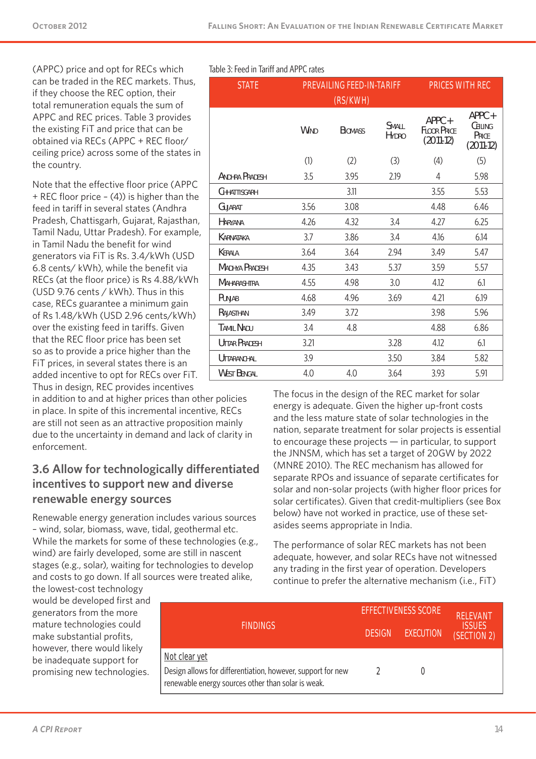(APPC) price and opt for RECs which can be traded in the REC markets. Thus, if they choose the REC option, their total remuneration equals the sum of APPC and REC prices. Table 3 provides the existing FiT and price that can be obtained via RECs (APPC + REC floor/ ceiling price) across some of the states in the country.

Note that the effective floor price (APPC + REC floor price – (4)) is higher than the feed in tariff in several states (Andhra Pradesh, Chattisgarh, Gujarat, Rajasthan, Tamil Nadu, Uttar Pradesh). For example, in Tamil Nadu the benefit for wind generators via FiT is Rs. 3.4/kWh (USD 6.8 cents/ kWh), while the benefit via RECs (at the floor price) is Rs 4.88/kWh (USD 9.76 cents / kWh). Thus in this case, RECs guarantee a minimum gain of Rs 1.48/kWh (USD 2.96 cents/kWh) over the existing feed in tariffs. Given that the REC floor price has been set so as to provide a price higher than the FiT prices, in several states there is an added incentive to opt for RECs over FiT. Thus in design, REC provides incentives in addition to and at higher prices than other policies in place. In spite of this incremental incentive, RECs are still not seen as an attractive proposition mainly due to the uncertainty in demand and lack of clarity in enforcement.

Table 3: Feed in Tariff and APPC rates

| State | Prevailing Feed-in-Tariff (Rs/kWh) | | | Prices with REC | |
|---|---|---|---|---|---|
| | Wind | Biomass | Small Hydro | APPC+ Floor Price (2011-12) | APPC+ Ceiling Price (2011-12) |
| | (1) | (2) | (3) | (4) | (5) |
| Andhra Pradesh | 3.5 | 3.95 | 2.19 | 4 | 5.98 |
| Chhattisgarh | | 3.11 | | 3.55 | 5.53 |
| Gujarat | 3.56 | 3.08 | | 4.48 | 6.46 |
| Haryana | 4.26 | 4.32 | 3.4 | 4.27 | 6.25 |
| Karnataka | 3.7 | 3.86 | 3.4 | 4.16 | 6.14 |
| Kerala | 3.64 | 3.64 | 2.94 | 3.49 | 5.47 |
| Madhya Pradesh | 4.35 | 3.43 | 5.37 | 3.59 | 5.57 |
| Maharashtra | 4.55 | 4.98 | 3.0 | 4.12 | 6.1 |
| Punjab | 4.68 | 4.96 | 3.69 | 4.21 | 6.19 |
| Rajasthan | 3.49 | 3.72 | | 3.98 | 5.96 |
| Tamil Nadu | 3.4 | 4.8 | | 4.88 | 6.86 |
| Uttar Pradesh | 3.21 | | 3.28 | 4.12 | 6.1 |
| Uttaranchal | 3.9 | | 3.50 | 3.84 | 5.82 |
| West Bengal | 4.0 | 4.0 | 3.64 | 3.93 | 5.91 |

## 3.6 Allow for technologically differentiated incentives to support new and diverse renewable energy sources

Renewable energy generation includes various sources – wind, solar, biomass, wave, tidal, geothermal etc. While the markets for some of these technologies (e.g., wind) are fairly developed, some are still in nascent stages (e.g., solar), waiting for technologies to develop and costs to go down. If all sources were treated alike, the lowest-cost technology would be developed first and generators from the more mature technologies could make substantial profits, however, there would likely be inadequate support for promising new technologies.

The focus in the design of the REC market for solar energy is adequate. Given the higher up-front costs and the less mature state of solar technologies in the nation, separate treatment for solar projects is essential to encourage these projects — in particular, to support the JNNSM, which has set a target of 20GW by 2022 (MNRE 2010). The REC mechanism has allowed for separate RPOs and issuance of separate certificates for solar and non-solar projects (with higher floor prices for solar certificates). Given that credit-multipliers (see Box below) have not worked in practice, use of these set-asides seems appropriate in India.

The performance of solar REC markets has not been adequate, however, and solar RECs have not witnessed any trading in the first year of operation. Developers continue to prefer the alternative mechanism (i.e., FiT)

| Findings | Effectiveness Score | | Relevant Issues (Section 2) |
|---|---|---|---|
| | Design | Execution | |
| Not clear yet<br>Design allows for differentiation, however, support for new renewable energy sources other than solar is weak. | 2 | 0 | |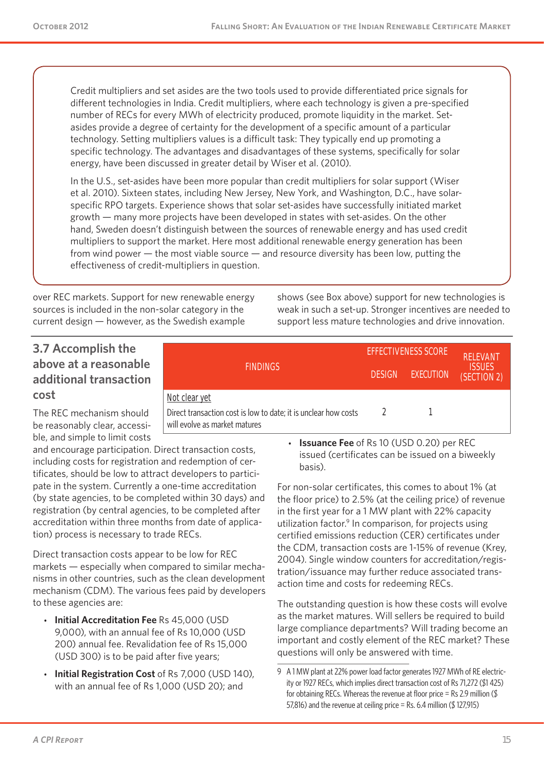Credit multipliers and set asides are the two tools used to provide differentiated price signals for different technologies in India. Credit multipliers, where each technology is given a pre-specified number of RECs for every MWh of electricity produced, promote liquidity in the market. Set-asides provide a degree of certainty for the development of a specific amount of a particular technology. Setting multipliers values is a difficult task: They typically end up promoting a specific technology. The advantages and disadvantages of these systems, specifically for solar energy, have been discussed in greater detail by Wiser et al. (2010).

In the U.S., set-asides have been more popular than credit multipliers for solar support (Wiser et al. 2010). Sixteen states, including New Jersey, New York, and Washington, D.C., have solar-specific RPO targets. Experience shows that solar set-asides have successfully initiated market growth — many more projects have been developed in states with set-asides. On the other hand, Sweden doesn't distinguish between the sources of renewable energy and has used credit multipliers to support the market. Here most additional renewable energy generation has been from wind power — the most viable source — and resource diversity has been low, putting the effectiveness of credit-multipliers in question.

over REC markets. Support for new renewable energy sources is included in the non-solar category in the current design — however, as the Swedish example shows (see Box above) support for new technologies is weak in such a set-up. Stronger incentives are needed to support less mature technologies and drive innovation.

### 3.7 Accomplish the above at a reasonable additional transaction cost

| FINDINGS | EFFECTIVENESS SCORE | | RELEVANT ISSUES (SECTION 2) |
|---|---|---|---|
| | DESIGN | EXECUTION | |
| Not clear yet<br>Direct transaction cost is low to date; it is unclear how costs will evolve as market matures | 2 | 1 | |

The REC mechanism should be reasonably clear, accessible, and simple to limit costs and encourage participation. Direct transaction costs, including costs for registration and redemption of certificates, should be low to attract developers to participate in the system. Currently a one-time accreditation (by state agencies, to be completed within 30 days) and registration (by central agencies, to be completed after accreditation within three months from date of application) process is necessary to trade RECs.

Direct transaction costs appear to be low for REC markets — especially when compared to similar mechanisms in other countries, such as the clean development mechanism (CDM). The various fees paid by developers to these agencies are:

- **Initial Accreditation Fee** Rs 45,000 (USD 9,000), with an annual fee of Rs 10,000 (USD 200) annual fee. Revalidation fee of Rs 15,000 (USD 300) is to be paid after five years;
- **Initial Registration Cost** of Rs 7,000 (USD 140), with an annual fee of Rs 1,000 (USD 20); and
- **Issuance Fee** of Rs 10 (USD 0.20) per REC issued (certificates can be issued on a biweekly basis).

For non-solar certificates, this comes to about 1% (at the floor price) to 2.5% (at the ceiling price) of revenue in the first year for a 1 MW plant with 22% capacity utilization factor.[9] In comparison, for projects using certified emissions reduction (CER) certificates under the CDM, transaction costs are 1-15% of revenue (Krey, 2004). Single window counters for accreditation/registration/issuance may further reduce associated transaction time and costs for redeeming RECs.

The outstanding question is how these costs will evolve as the market matures. Will sellers be required to build large compliance departments? Will trading become an important and costly element of the REC market? These questions will only be answered with time.

9 A 1 MW plant at 22% power load factor generates 1927 MWh of RE electricity or 1927 RECs, which implies direct transaction cost of Rs 71,272 ($1 425) for obtaining RECs. Whereas the revenue at floor price = Rs 2.9 million ($ 57,816) and the revenue at ceiling price = Rs. 6.4 million ($ 127,915)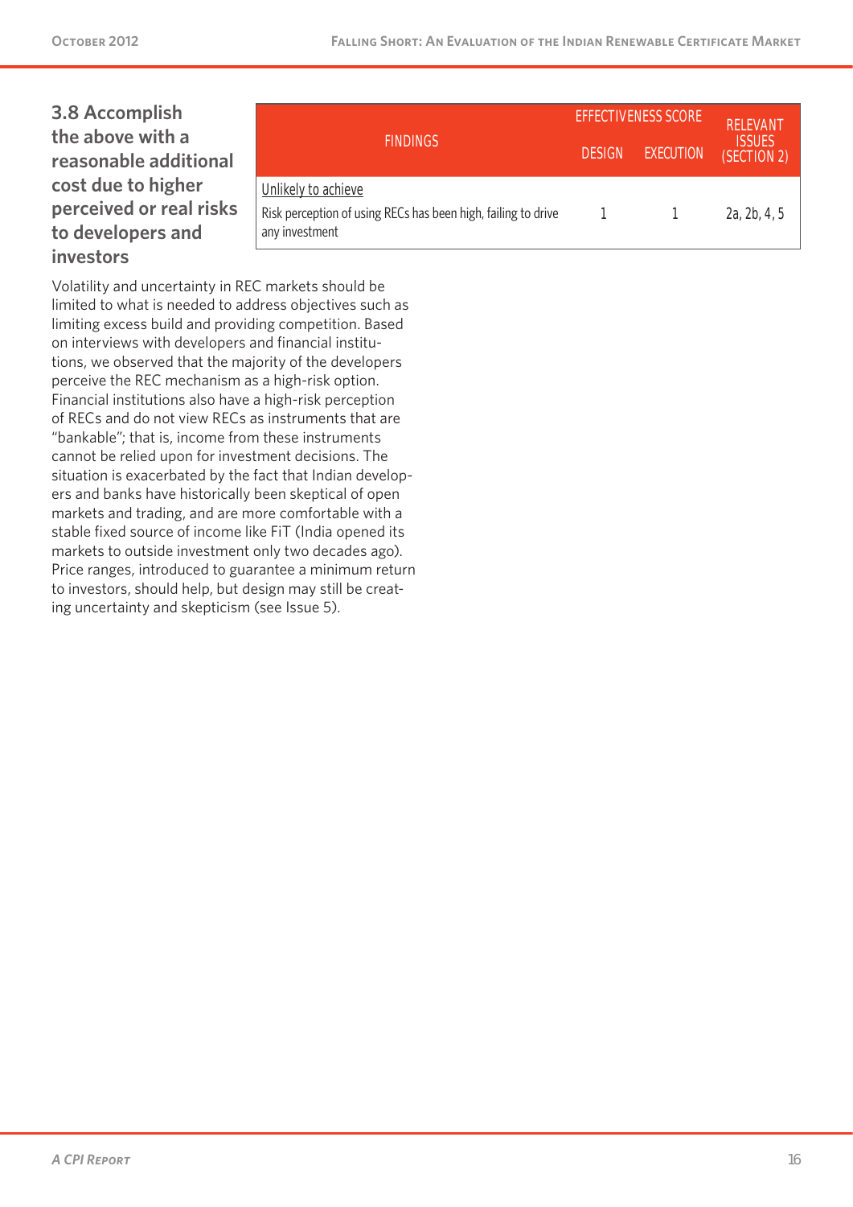### 3.8 Accomplish the above with a reasonable additional cost due to higher perceived or real risks to developers and investors

| FINDINGS | EFFECTIVENESS SCORE | | RELEVANT ISSUES (SECTION 2) |
|---|---|---|---|
| | DESIGN | EXECUTION | |
| Unlikely to achieve<br>Risk perception of using RECs has been high, failing to drive any investment | 1 | 1 | 2a, 2b, 4, 5 |

Volatility and uncertainty in REC markets should be limited to what is needed to address objectives such as limiting excess build and providing competition. Based on interviews with developers and financial institutions, we observed that the majority of the developers perceive the REC mechanism as a high-risk option. Financial institutions also have a high-risk perception of RECs and do not view RECs as instruments that are "bankable"; that is, income from these instruments cannot be relied upon for investment decisions. The situation is exacerbated by the fact that Indian developers and banks have historically been skeptical of open markets and trading, and are more comfortable with a stable fixed source of income like FiT (India opened its markets to outside investment only two decades ago). Price ranges, introduced to guarantee a minimum return to investors, should help, but design may still be creating uncertainty and skepticism (see Issue 5).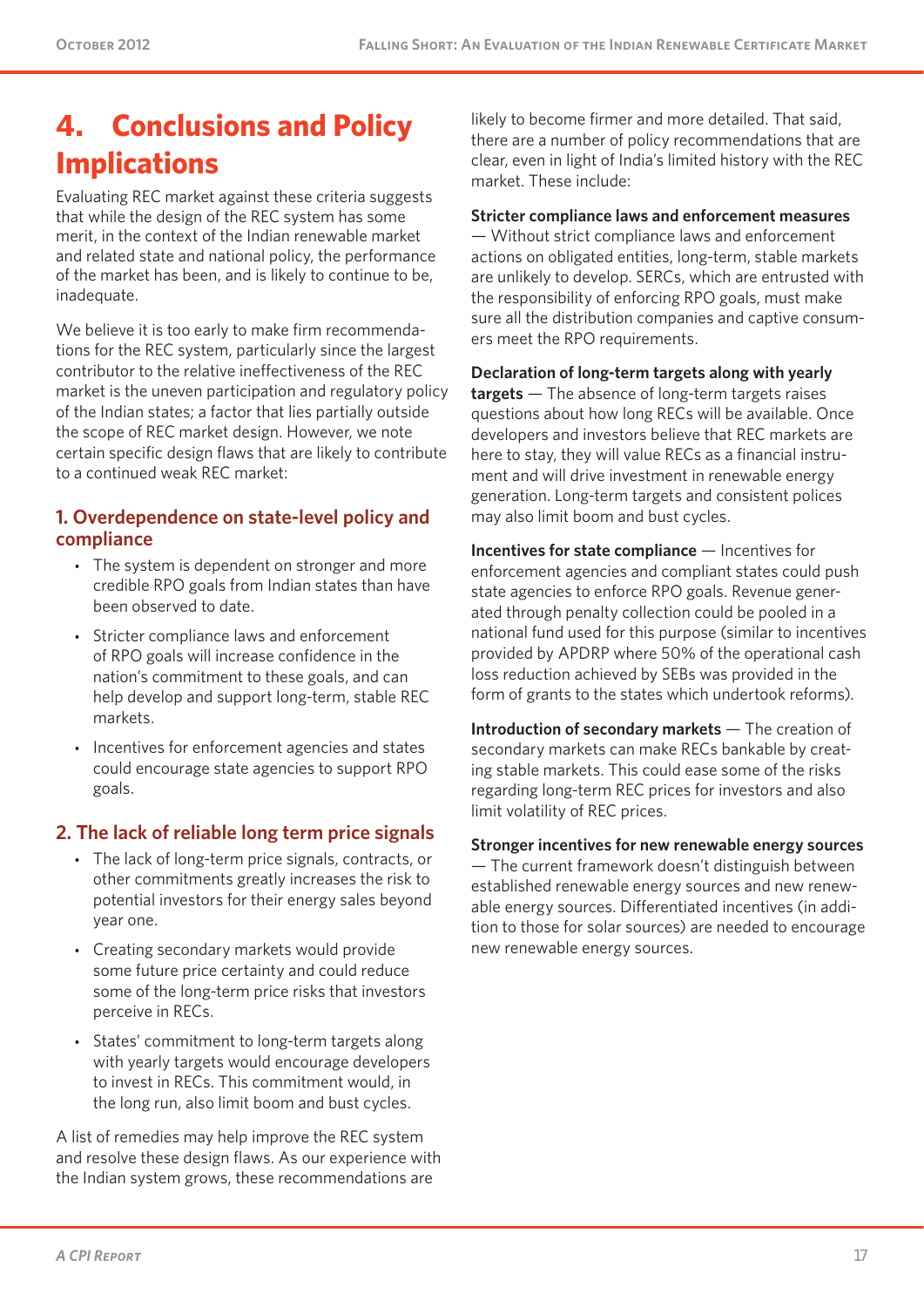# 4. Conclusions and Policy Implications

Evaluating REC market against these criteria suggests that while the design of the REC system has some merit, in the context of the Indian renewable market and related state and national policy, the performance of the market has been, and is likely to continue to be, inadequate.

We believe it is too early to make firm recommendations for the REC system, particularly since the largest contributor to the relative ineffectiveness of the REC market is the uneven participation and regulatory policy of the Indian states; a factor that lies partially outside the scope of REC market design. However, we note certain specific design flaws that are likely to contribute to a continued weak REC market:

## 1. Overdependence on state-level policy and compliance

- The system is dependent on stronger and more credible RPO goals from Indian states than have been observed to date.
- Stricter compliance laws and enforcement of RPO goals will increase confidence in the nation's commitment to these goals, and can help develop and support long-term, stable REC markets.
- Incentives for enforcement agencies and states could encourage state agencies to support RPO goals.

## 2. The lack of reliable long term price signals

- The lack of long-term price signals, contracts, or other commitments greatly increases the risk to potential investors for their energy sales beyond year one.
- Creating secondary markets would provide some future price certainty and could reduce some of the long-term price risks that investors perceive in RECs.
- States' commitment to long-term targets along with yearly targets would encourage developers to invest in RECs. This commitment would, in the long run, also limit boom and bust cycles.

A list of remedies may help improve the REC system and resolve these design flaws. As our experience with the Indian system grows, these recommendations are likely to become firmer and more detailed. That said, there are a number of policy recommendations that are clear, even in light of India's limited history with the REC market. These include:

**Stricter compliance laws and enforcement measures** — Without strict compliance laws and enforcement actions on obligated entities, long-term, stable markets are unlikely to develop. SERCs, which are entrusted with the responsibility of enforcing RPO goals, must make sure all the distribution companies and captive consumers meet the RPO requirements.

**Declaration of long-term targets along with yearly targets** — The absence of long-term targets raises questions about how long RECs will be available. Once developers and investors believe that REC markets are here to stay, they will value RECs as a financial instrument and will drive investment in renewable energy generation. Long-term targets and consistent polices may also limit boom and bust cycles.

**Incentives for state compliance** — Incentives for enforcement agencies and compliant states could push state agencies to enforce RPO goals. Revenue generated through penalty collection could be pooled in a national fund used for this purpose (similar to incentives provided by APDRP where 50% of the operational cash loss reduction achieved by SEBs was provided in the form of grants to the states which undertook reforms).

**Introduction of secondary markets** — The creation of secondary markets can make RECs bankable by creating stable markets. This could ease some of the risks regarding long-term REC prices for investors and also limit volatility of REC prices.

**Stronger incentives for new renewable energy sources** — The current framework doesn't distinguish between established renewable energy sources and new renewable energy sources. Differentiated incentives (in addition to those for solar sources) are needed to encourage new renewable energy sources.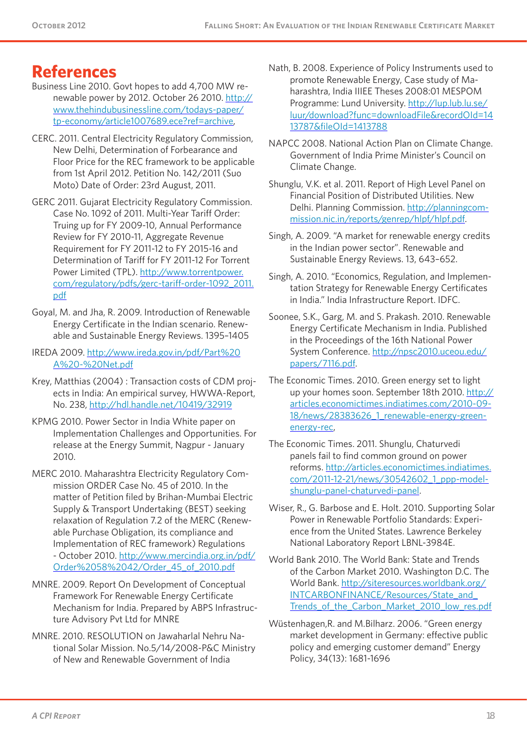# References

Business Line 2010. Govt hopes to add 4,700 MW renewable power by 2012. October 26 2010. http://www.thehindubusinessline.com/todays-paper/tp-economy/article1007689.ece?ref=archive,

CERC. 2011. Central Electricity Regulatory Commission, New Delhi, Determination of Forbearance and Floor Price for the REC framework to be applicable from 1st April 2012. Petition No. 142/2011 (Suo Moto) Date of Order: 23rd August, 2011.

GERC 2011. Gujarat Electricity Regulatory Commission. Case No. 1092 of 2011. Multi-Year Tariff Order: Truing up for FY 2009-10, Annual Performance Review for FY 2010-11, Aggregate Revenue Requirement for FY 2011-12 to FY 2015-16 and Determination of Tariff for FY 2011-12 For Torrent Power Limited (TPL). http://www.torrentpower.com/regulatory/pdfs/gerc-tariff-order-1092_2011.pdf

Goyal, M. and Jha, R. 2009. Introduction of Renewable Energy Certificate in the Indian scenario. Renewable and Sustainable Energy Reviews. 1395–1405

IREDA 2009. http://www.ireda.gov.in/pdf/Part%20A%20-%20Net.pdf

Krey, Matthias (2004) : Transaction costs of CDM projects in India: An empirical survey, HWWA-Report, No. 238, http://hdl.handle.net/10419/32919

KPMG 2010. Power Sector in India White paper on Implementation Challenges and Opportunities. For release at the Energy Summit, Nagpur - January 2010.

MERC 2010. Maharashtra Electricity Regulatory Commission ORDER Case No. 45 of 2010. In the matter of Petition filed by Brihan-Mumbai Electric Supply & Transport Undertaking (BEST) seeking relaxation of Regulation 7.2 of the MERC (Renewable Purchase Obligation, its compliance and Implementation of REC framework) Regulations - October 2010. http://www.mercindia.org.in/pdf/Order%2058%2042/Order_45_of_2010.pdf

MNRE. 2009. Report On Development of Conceptual Framework For Renewable Energy Certificate Mechanism for India. Prepared by ABPS Infrastructure Advisory Pvt Ltd for MNRE

MNRE. 2010. RESOLUTION on Jawaharlal Nehru National Solar Mission. No.5/14/2008-P&C Ministry of New and Renewable Government of India

Nath, B. 2008. Experience of Policy Instruments used to promote Renewable Energy, Case study of Maharashtra, India IIIEE Theses 2008:01 MESPOM Programme: Lund University. http://lup.lub.lu.se/luur/download?func=downloadFile&recordOId=1413787&fileOId=1413788

NAPCC 2008. National Action Plan on Climate Change. Government of India Prime Minister's Council on Climate Change.

Shunglu, V.K. et al. 2011. Report of High Level Panel on Financial Position of Distributed Utilities. New Delhi. Planning Commission. http://planningcommission.nic.in/reports/genrep/hlpf/hlpf.pdf.

Singh, A. 2009. "A market for renewable energy credits in the Indian power sector". Renewable and Sustainable Energy Reviews. 13, 643–652.

Singh, A. 2010. "Economics, Regulation, and Implementation Strategy for Renewable Energy Certificates in India." India Infrastructure Report. IDFC.

Soonee, S.K., Garg, M. and S. Prakash. 2010. Renewable Energy Certificate Mechanism in India. Published in the Proceedings of the 16th National Power System Conference. http://npsc2010.uceou.edu/papers/7116.pdf.

The Economic Times. 2010. Green energy set to light up your homes soon. September 18th 2010. http://articles.economictimes.indiatimes.com/2010-09-18/news/28383626_1_renewable-energy-green-energy-rec,

The Economic Times. 2011. Shunglu, Chaturvedi panels fail to find common ground on power reforms. http://articles.economictimes.indiatimes.com/2011-12-21/news/30542602_1_ppp-model-shunglu-panel-chaturvedi-panel.

Wiser, R., G. Barbose and E. Holt. 2010. Supporting Solar Power in Renewable Portfolio Standards: Experience from the United States. Lawrence Berkeley National Laboratory Report LBNL-3984E.

World Bank 2010. The World Bank: State and Trends of the Carbon Market 2010. Washington D.C. The World Bank. http://siteresources.worldbank.org/INTCARBONFINANCE/Resources/State_and_Trends_of_the_Carbon_Market_2010_low_res.pdf

Wüstenhagen,R. and M.Bilharz. 2006. "Green energy market development in Germany: effective public policy and emerging customer demand" Energy Policy, 34(13): 1681-1696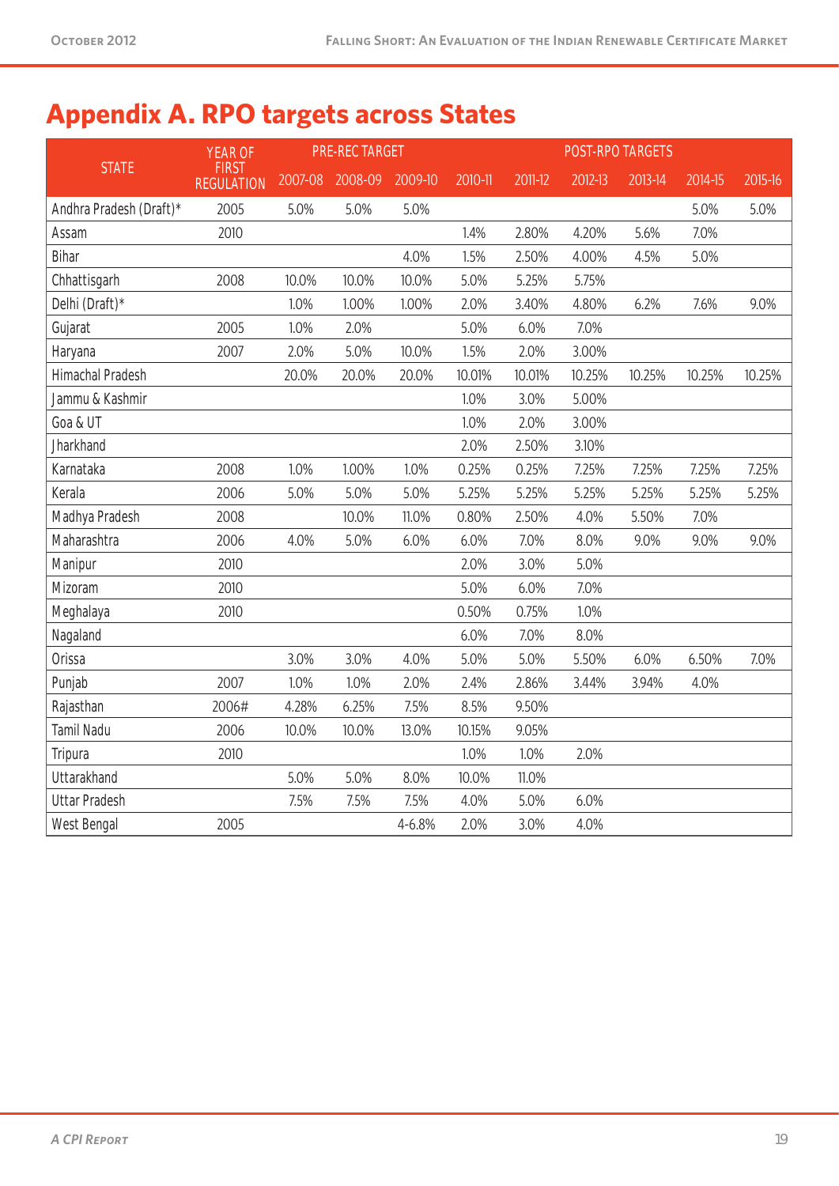## Appendix A. RPO targets across States

| STATE | YEAR OF FIRST REGULATION | PRE-REC TARGET | | | POST-RPO TARGETS | | | | | |
|---|---|---|---|---|---|---|---|---|---|---|
| | | 2007-08 | 2008-09 | 2009-10 | 2010-11 | 2011-12 | 2012-13 | 2013-14 | 2014-15 | 2015-16 |
| Andhra Pradesh (Draft)* | 2005 | 5.0% | 5.0% | 5.0% | | | | | 5.0% | 5.0% |
| Assam | 2010 | | | | 1.4% | 2.80% | 4.20% | 5.6% | 7.0% | |
| Bihar | | | | 4.0% | 1.5% | 2.50% | 4.00% | 4.5% | 5.0% | |
| Chhattisgarh | 2008 | 10.0% | 10.0% | 10.0% | 5.0% | 5.25% | 5.75% | | | |
| Delhi (Draft)* | | 1.0% | 1.00% | 1.00% | 2.0% | 3.40% | 4.80% | 6.2% | 7.6% | 9.0% |
| Gujarat | 2005 | 1.0% | 2.0% | | 5.0% | 6.0% | 7.0% | | | |
| Haryana | 2007 | 2.0% | 5.0% | 10.0% | 1.5% | 2.0% | 3.00% | | | |
| Himachal Pradesh | | 20.0% | 20.0% | 20.0% | 10.01% | 10.01% | 10.25% | 10.25% | 10.25% | 10.25% |
| Jammu & Kashmir | | | | | 1.0% | 3.0% | 5.00% | | | |
| Goa & UT | | | | | 1.0% | 2.0% | 3.00% | | | |
| Jharkhand | | | | | 2.0% | 2.50% | 3.10% | | | |
| Karnataka | 2008 | 1.0% | 1.00% | 1.0% | 0.25% | 0.25% | 7.25% | 7.25% | 7.25% | 7.25% |
| Kerala | 2006 | 5.0% | 5.0% | 5.0% | 5.25% | 5.25% | 5.25% | 5.25% | 5.25% | 5.25% |
| Madhya Pradesh | 2008 | | 10.0% | 11.0% | 0.80% | 2.50% | 4.0% | 5.50% | 7.0% | |
| Maharashtra | 2006 | 4.0% | 5.0% | 6.0% | 6.0% | 7.0% | 8.0% | 9.0% | 9.0% | 9.0% |
| Manipur | 2010 | | | | 2.0% | 3.0% | 5.0% | | | |
| Mizoram | 2010 | | | | 5.0% | 6.0% | 7.0% | | | |
| Meghalaya | 2010 | | | | 0.50% | 0.75% | 1.0% | | | |
| Nagaland | | | | | 6.0% | 7.0% | 8.0% | | | |
| Orissa | | 3.0% | 3.0% | 4.0% | 5.0% | 5.0% | 5.50% | 6.0% | 6.50% | 7.0% |
| Punjab | 2007 | 1.0% | 1.0% | 2.0% | 2.4% | 2.86% | 3.44% | 3.94% | 4.0% | |
| Rajasthan | 2006# | 4.28% | 6.25% | 7.5% | 8.5% | 9.50% | | | | |
| Tamil Nadu | 2006 | 10.0% | 10.0% | 13.0% | 10.15% | 9.05% | | | | |
| Tripura | 2010 | | | | 1.0% | 1.0% | 2.0% | | | |
| Uttarakhand | | 5.0% | 5.0% | 8.0% | 10.0% | 11.0% | | | | |
| Uttar Pradesh | | 7.5% | 7.5% | 7.5% | 4.0% | 5.0% | 6.0% | | | |
| West Bengal | 2005 | | | 4-6.8% | 2.0% | 3.0% | 4.0% | | | |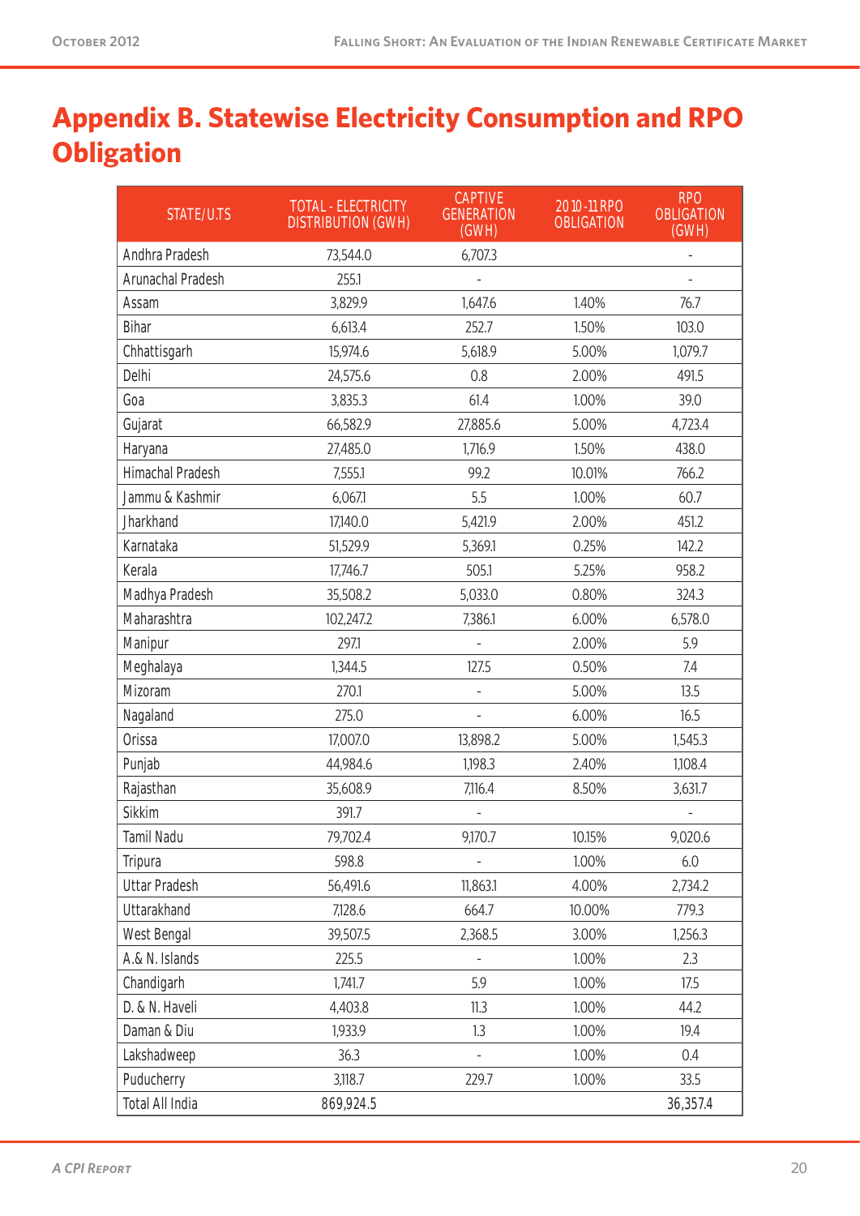# Appendix B. Statewise Electricity Consumption and RPO Obligation

| STATE/U.TS | TOTAL - ELECTRICITY DISTRIBUTION (GWH) | CAPTIVE GENERATION (GWH) | 2010-11 RPO OBLIGATION | RPO OBLIGATION (GWH) |
|---|---|---|---|---|
| Andhra Pradesh | 73,544.0 | 6,707.3 | | - |
| Arunachal Pradesh | 255.1 | - | | - |
| Assam | 3,829.9 | 1,647.6 | 1.40% | 76.7 |
| Bihar | 6,613.4 | 252.7 | 1.50% | 103.0 |
| Chhattisgarh | 15,974.6 | 5,618.9 | 5.00% | 1,079.7 |
| Delhi | 24,575.6 | 0.8 | 2.00% | 491.5 |
| Goa | 3,835.3 | 61.4 | 1.00% | 39.0 |
| Gujarat | 66,582.9 | 27,885.6 | 5.00% | 4,723.4 |
| Haryana | 27,485.0 | 1,716.9 | 1.50% | 438.0 |
| Himachal Pradesh | 7,555.1 | 99.2 | 10.01% | 766.2 |
| Jammu & Kashmir | 6,067.1 | 5.5 | 1.00% | 60.7 |
| Jharkhand | 17,140.0 | 5,421.9 | 2.00% | 451.2 |
| Karnataka | 51,529.9 | 5,369.1 | 0.25% | 142.2 |
| Kerala | 17,746.7 | 505.1 | 5.25% | 958.2 |
| Madhya Pradesh | 35,508.2 | 5,033.0 | 0.80% | 324.3 |
| Maharashtra | 102,247.2 | 7,386.1 | 6.00% | 6,578.0 |
| Manipur | 297.1 | - | 2.00% | 5.9 |
| Meghalaya | 1,344.5 | 127.5 | 0.50% | 7.4 |
| Mizoram | 270.1 | - | 5.00% | 13.5 |
| Nagaland | 275.0 | - | 6.00% | 16.5 |
| Orissa | 17,007.0 | 13,898.2 | 5.00% | 1,545.3 |
| Punjab | 44,984.6 | 1,198.3 | 2.40% | 1,108.4 |
| Rajasthan | 35,608.9 | 7,116.4 | 8.50% | 3,631.7 |
| Sikkim | 391.7 | - | | - |
| Tamil Nadu | 79,702.4 | 9,170.7 | 10.15% | 9,020.6 |
| Tripura | 598.8 | - | 1.00% | 6.0 |
| Uttar Pradesh | 56,491.6 | 11,863.1 | 4.00% | 2,734.2 |
| Uttarakhand | 7,128.6 | 664.7 | 10.00% | 779.3 |
| West Bengal | 39,507.5 | 2,368.5 | 3.00% | 1,256.3 |
| A.& N. Islands | 225.5 | - | 1.00% | 2.3 |
| Chandigarh | 1,741.7 | 5.9 | 1.00% | 17.5 |
| D. & N. Haveli | 4,403.8 | 11.3 | 1.00% | 44.2 |
| Daman & Diu | 1,933.9 | 1.3 | 1.00% | 19.4 |
| Lakshadweep | 36.3 | - | 1.00% | 0.4 |
| Puducherry | 3,118.7 | 229.7 | 1.00% | 33.5 |
| Total All India | 869,924.5 | | | 36,357.4 |